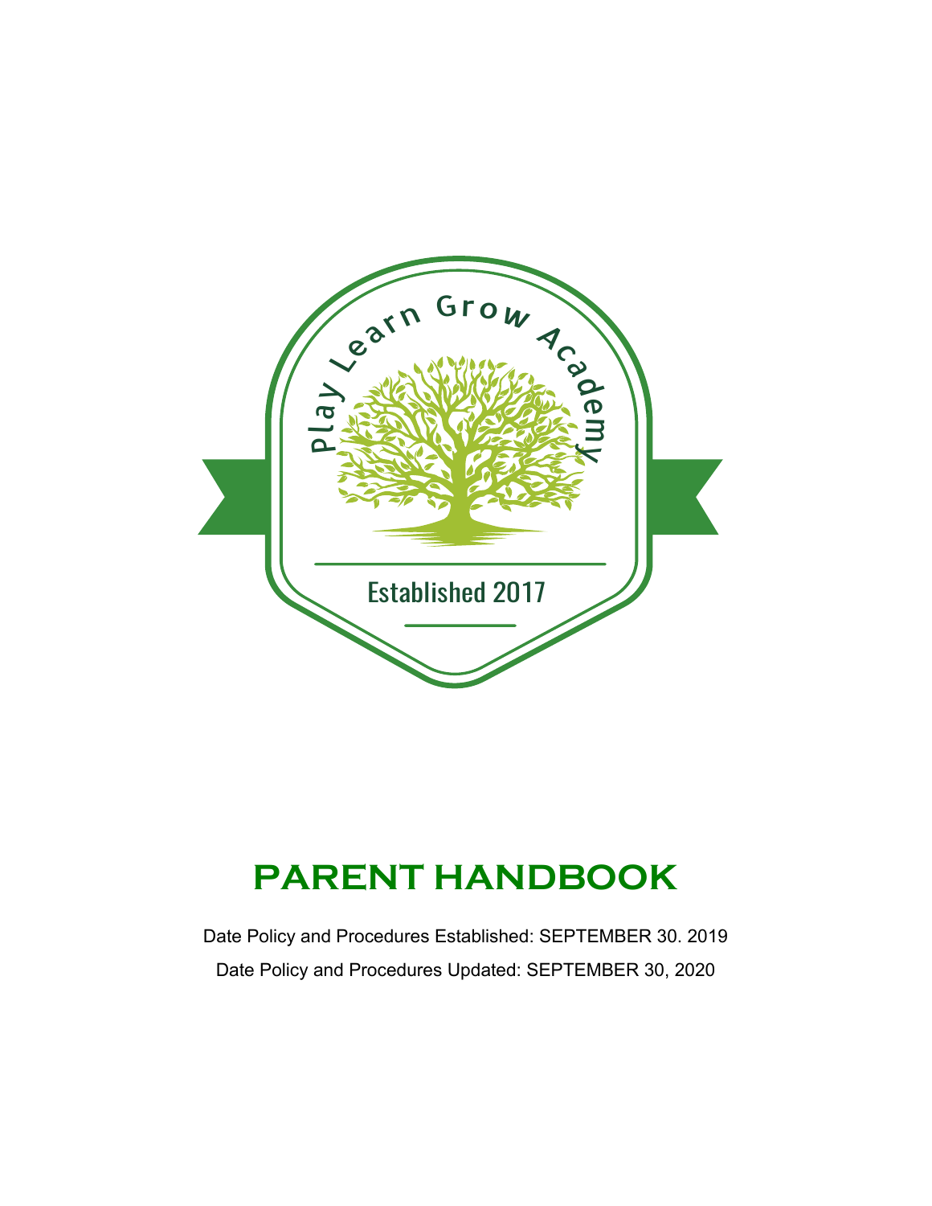Play Learn Grow Academy

Established 2017

# PARENT HANDBOOK

Date Policy and Procedures Established: SEPTEMBER 30. 2019

Date Policy and Procedures Updated: SEPTEMBER 30, 2020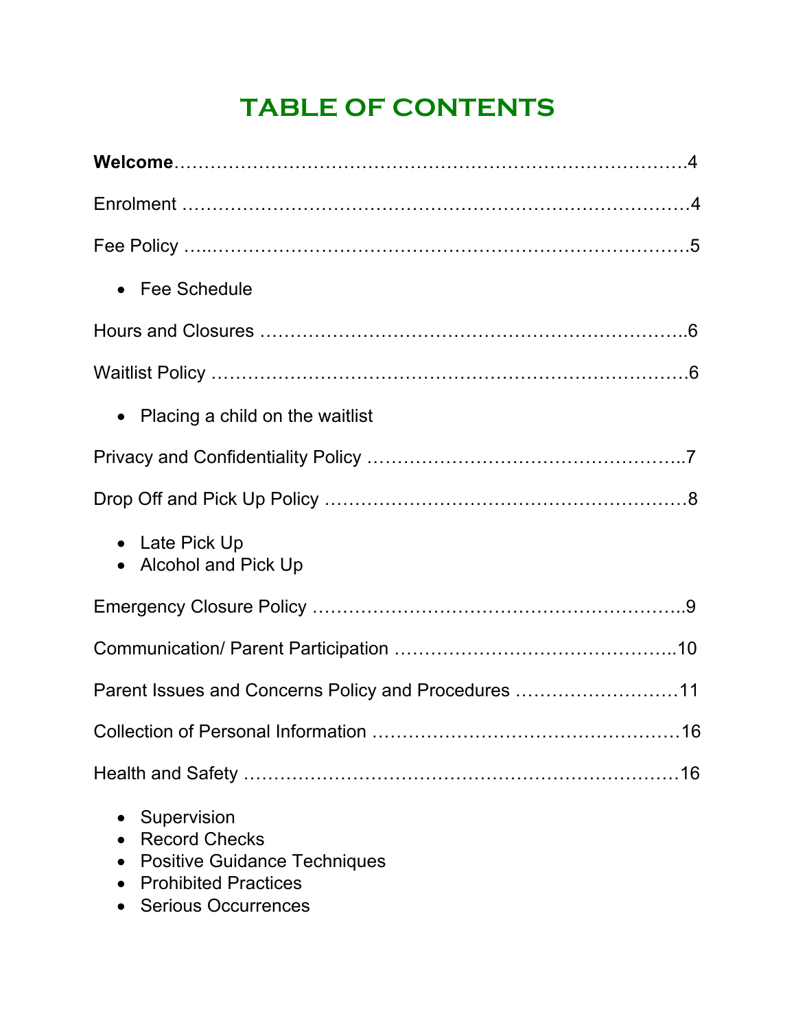# TABLE OF CONTENTS

**Welcome**……………………………………………………………………….4

Enrolment ………………………………………………………………………4

Fee Policy …..……………………………………………………………………5

- Fee Schedule

Hours and Closures ……………………………………………………………….6

Waitlist Policy ……………………………………………………………………6

- Placing a child on the waitlist

Privacy and Confidentiality Policy ……………………………………………..7

Drop Off and Pick Up Policy ……………………………………………………8

- Late Pick Up
- Alcohol and Pick Up

Emergency Closure Policy ……………………………………………………..9

Communication/ Parent Participation ………………………………………..10

Parent Issues and Concerns Policy and Procedures ………………………11

Collection of Personal Information ……………………………………………16

Health and Safety ………………………………………………………………16

- Supervision
- Record Checks
- Positive Guidance Techniques
- Prohibited Practices
- Serious Occurrences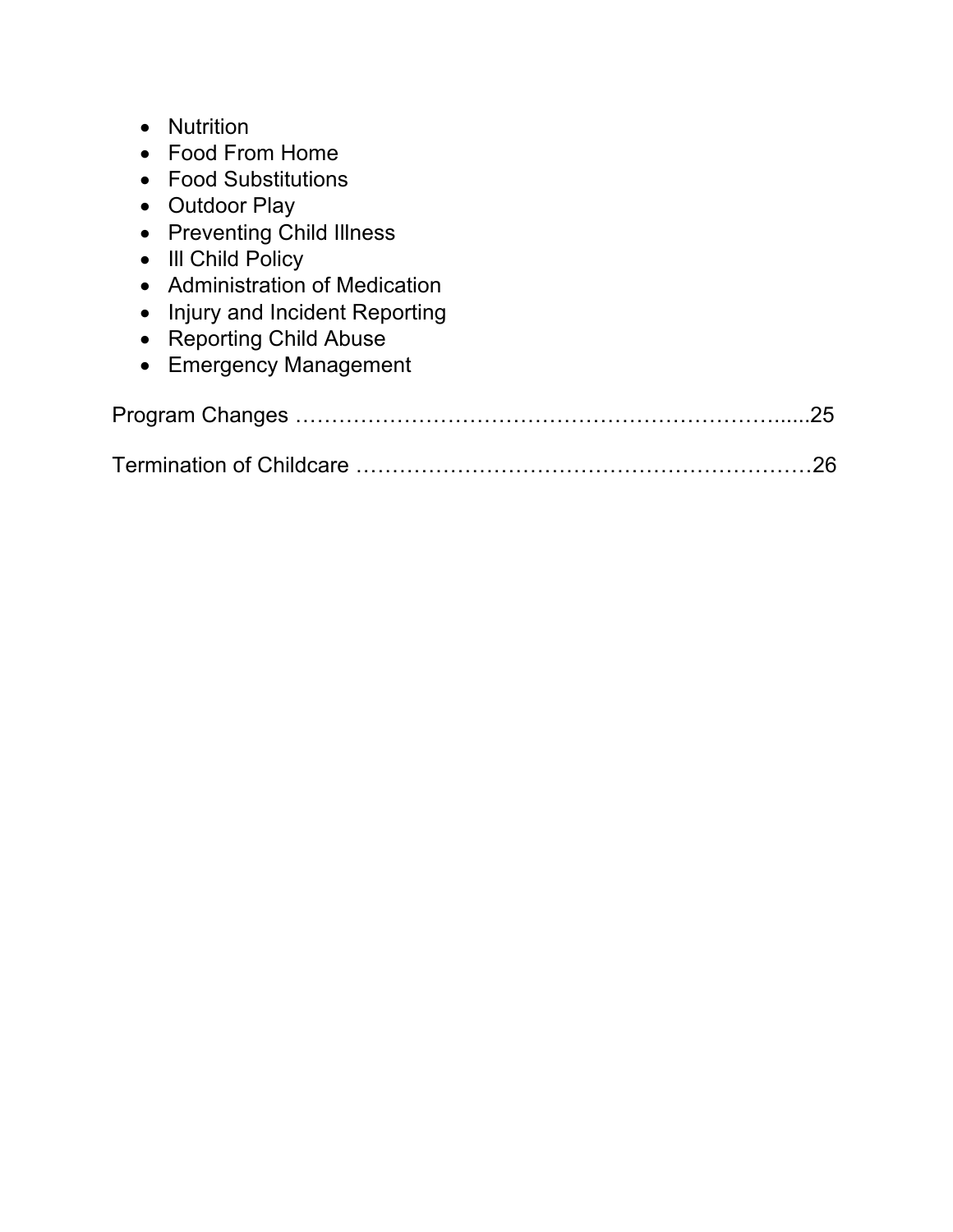- Nutrition
- Food From Home
- Food Substitutions
- Outdoor Play
- Preventing Child Illness
- Ill Child Policy
- Administration of Medication
- Injury and Incident Reporting
- Reporting Child Abuse
- Emergency Management

Program Changes ………………………………………………………......25

Termination of Childcare ……………………………………………………26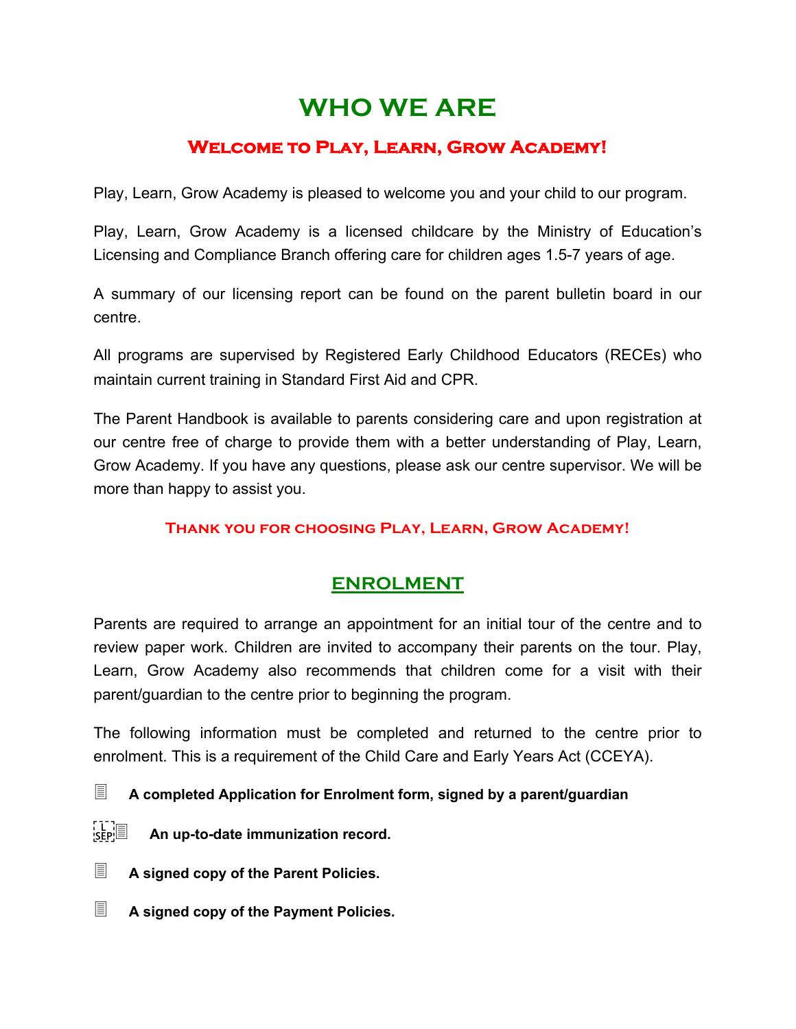# WHO WE ARE

## Welcome to Play, Learn, Grow Academy!

Play, Learn, Grow Academy is pleased to welcome you and your child to our program.

Play, Learn, Grow Academy is a licensed childcare by the Ministry of Education's Licensing and Compliance Branch offering care for children ages 1.5-7 years of age.

A summary of our licensing report can be found on the parent bulletin board in our centre.

All programs are supervised by Registered Early Childhood Educators (RECEs) who maintain current training in Standard First Aid and CPR.

The Parent Handbook is available to parents considering care and upon registration at our centre free of charge to provide them with a better understanding of Play, Learn, Grow Academy. If you have any questions, please ask our centre supervisor. We will be more than happy to assist you.

**Thank you for choosing Play, Learn, Grow Academy!**

## ENROLMENT

Parents are required to arrange an appointment for an initial tour of the centre and to review paper work. Children are invited to accompany their parents on the tour. Play, Learn, Grow Academy also recommends that children come for a visit with their parent/guardian to the centre prior to beginning the program.

The following information must be completed and returned to the centre prior to enrolment. This is a requirement of the Child Care and Early Years Act (CCEYA).

- **A completed Application for Enrolment form, signed by a parent/guardian**
- **An up-to-date immunization record.**
- **A signed copy of the Parent Policies.**
- **A signed copy of the Payment Policies.**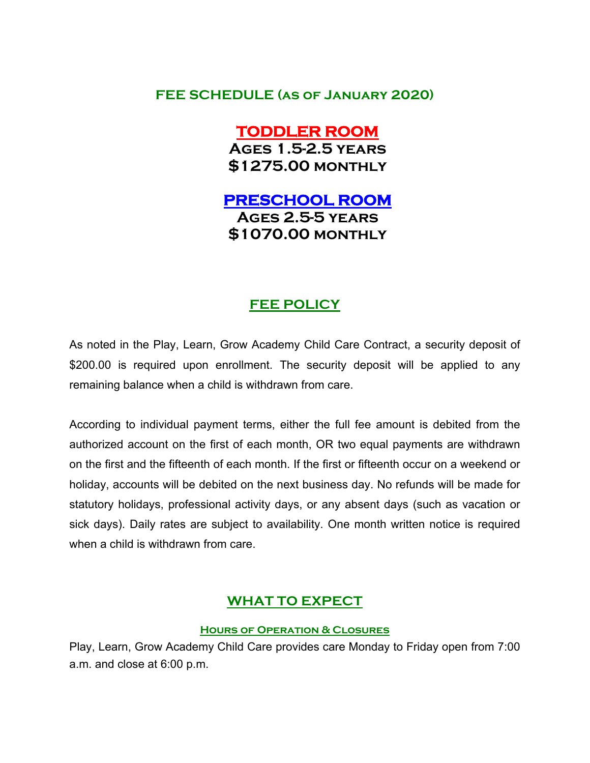## FEE SCHEDULE (as of January 2020)

### TODDLER ROOM

**Ages 1.5-2.5 years**
**$1275.00 monthly**

### PRESCHOOL ROOM

**Ages 2.5-5 years**
**$1070.00 monthly**

## FEE POLICY

As noted in the Play, Learn, Grow Academy Child Care Contract, a security deposit of $200.00 is required upon enrollment. The security deposit will be applied to any remaining balance when a child is withdrawn from care.

According to individual payment terms, either the full fee amount is debited from the authorized account on the first of each month, OR two equal payments are withdrawn on the first and the fifteenth of each month. If the first or fifteenth occur on a weekend or holiday, accounts will be debited on the next business day. No refunds will be made for statutory holidays, professional activity days, or any absent days (such as vacation or sick days). Daily rates are subject to availability. One month written notice is required when a child is withdrawn from care.

## WHAT TO EXPECT

### Hours of Operation & Closures

Play, Learn, Grow Academy Child Care provides care Monday to Friday open from 7:00 a.m. and close at 6:00 p.m.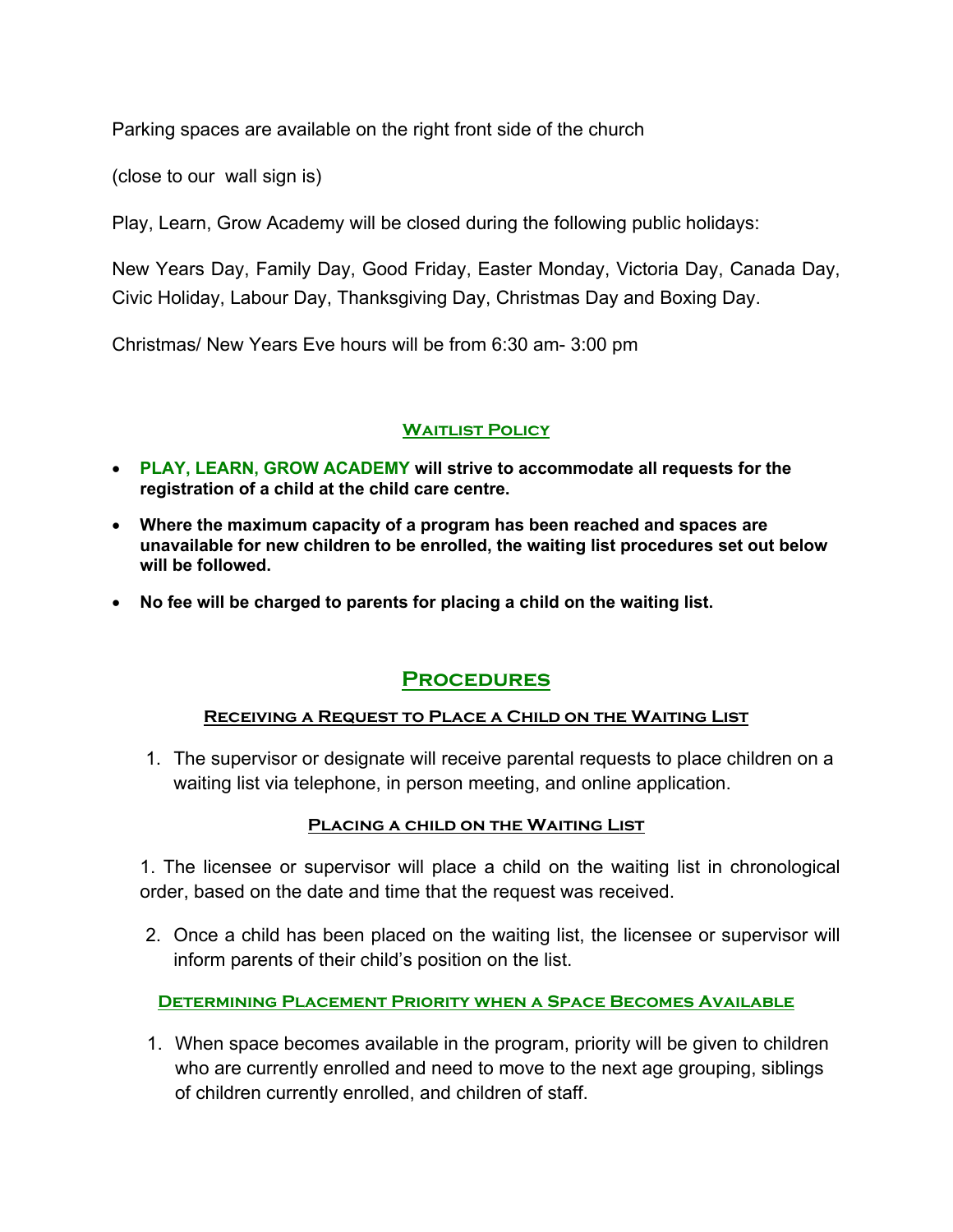Parking spaces are available on the right front side of the church

(close to our  wall sign is)

Play, Learn, Grow Academy will be closed during the following public holidays:

New Years Day, Family Day, Good Friday, Easter Monday, Victoria Day, Canada Day, Civic Holiday, Labour Day, Thanksgiving Day, Christmas Day and Boxing Day.

Christmas/ New Years Eve hours will be from 6:30 am- 3:00 pm

### Waitlist Policy

- **PLAY, LEARN, GROW ACADEMY will strive to accommodate all requests for the registration of a child at the child care centre.**
- **Where the maximum capacity of a program has been reached and spaces are unavailable for new children to be enrolled, the waiting list procedures set out below will be followed.**
- **No fee will be charged to parents for placing a child on the waiting list.**

## Procedures

### Receiving a Request to Place a Child on the Waiting List

1. The supervisor or designate will receive parental requests to place children on a waiting list via telephone, in person meeting, and online application.

### Placing a child on the Waiting List

1. The licensee or supervisor will place a child on the waiting list in chronological order, based on the date and time that the request was received.

2. Once a child has been placed on the waiting list, the licensee or supervisor will inform parents of their child's position on the list.

### Determining Placement Priority when a Space Becomes Available

1. When space becomes available in the program, priority will be given to children who are currently enrolled and need to move to the next age grouping, siblings of children currently enrolled, and children of staff.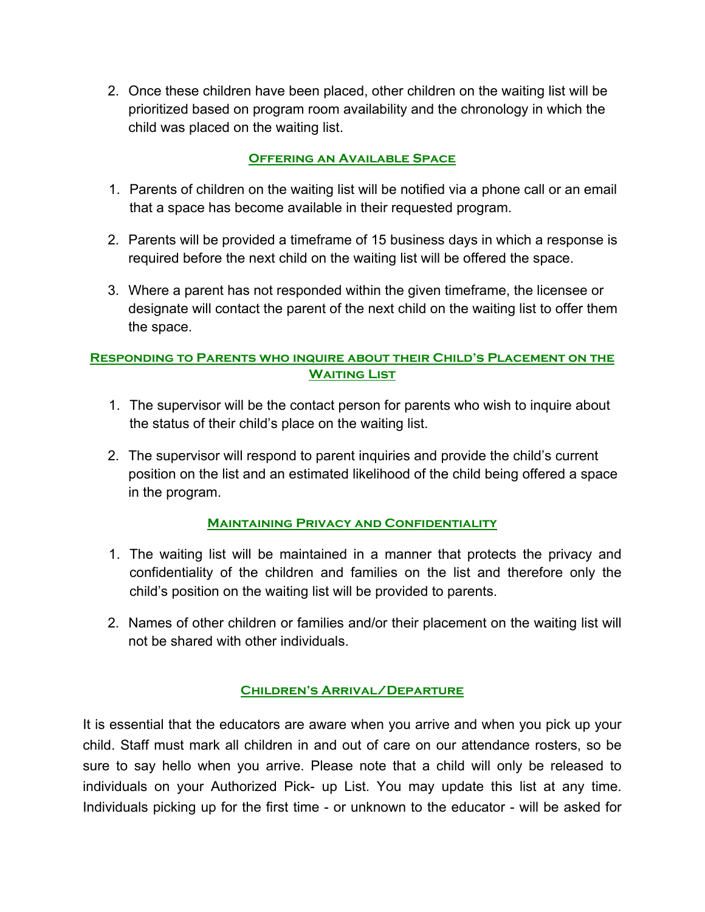2. Once these children have been placed, other children on the waiting list will be prioritized based on program room availability and the chronology in which the child was placed on the waiting list.

### Offering an Available Space

1. Parents of children on the waiting list will be notified via a phone call or an email that a space has become available in their requested program.

2. Parents will be provided a timeframe of 15 business days in which a response is required before the next child on the waiting list will be offered the space.

3. Where a parent has not responded within the given timeframe, the licensee or designate will contact the parent of the next child on the waiting list to offer them the space.

### Responding to Parents who inquire about their Child's Placement on the Waiting List

1. The supervisor will be the contact person for parents who wish to inquire about the status of their child's place on the waiting list.

2. The supervisor will respond to parent inquiries and provide the child's current position on the list and an estimated likelihood of the child being offered a space in the program.

### Maintaining Privacy and Confidentiality

1. The waiting list will be maintained in a manner that protects the privacy and confidentiality of the children and families on the list and therefore only the child's position on the waiting list will be provided to parents.

2. Names of other children or families and/or their placement on the waiting list will not be shared with other individuals.

## Children's Arrival/Departure

It is essential that the educators are aware when you arrive and when you pick up your child. Staff must mark all children in and out of care on our attendance rosters, so be sure to say hello when you arrive. Please note that a child will only be released to individuals on your Authorized Pick- up List. You may update this list at any time. Individuals picking up for the first time - or unknown to the educator - will be asked for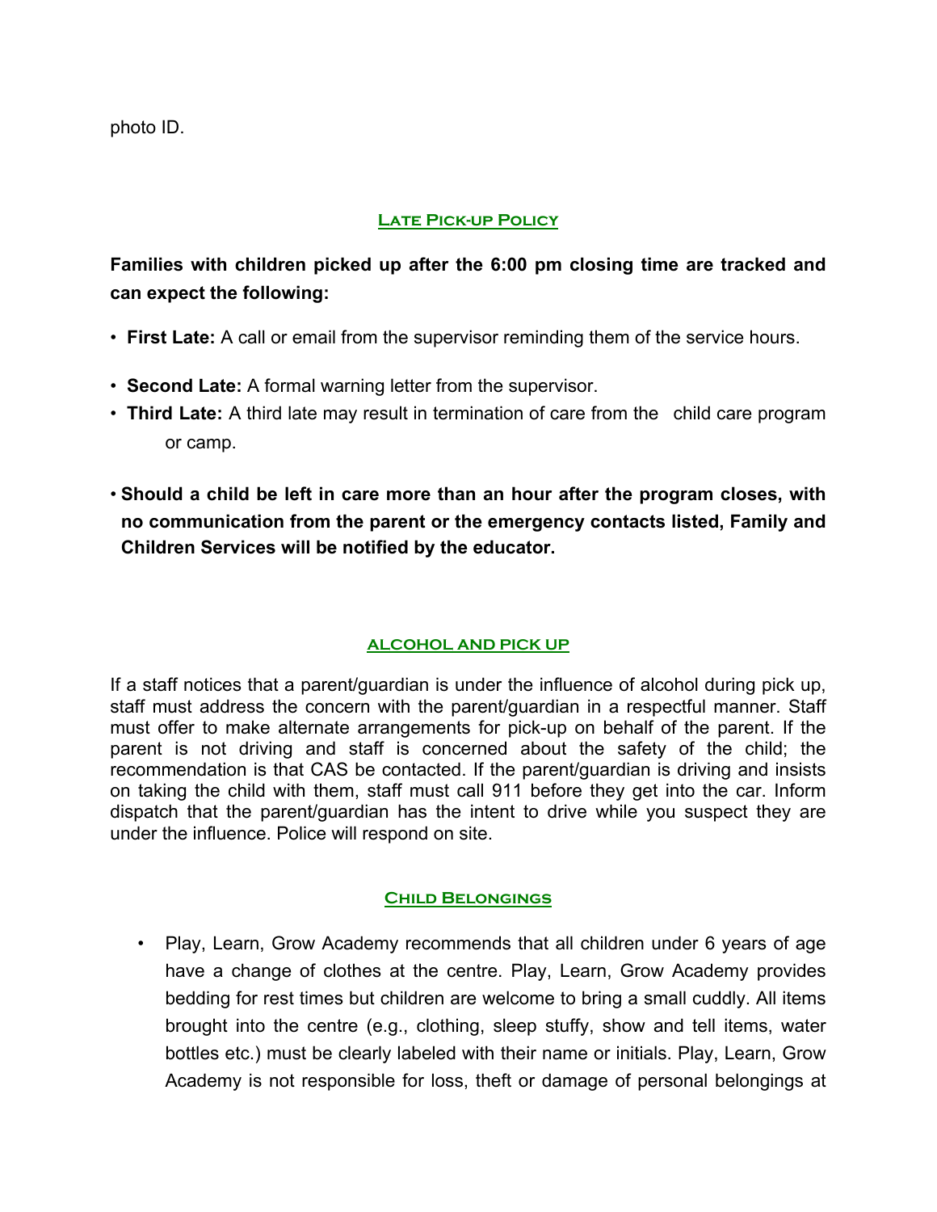photo ID.

## Late Pick-up Policy

**Families with children picked up after the 6:00 pm closing time are tracked and can expect the following:**

- **First Late:** A call or email from the supervisor reminding them of the service hours.
- **Second Late:** A formal warning letter from the supervisor.
- **Third Late:** A third late may result in termination of care from the child care program or camp.
- **Should a child be left in care more than an hour after the program closes, with no communication from the parent or the emergency contacts listed, Family and Children Services will be notified by the educator.**

## ALCOHOL AND PICK UP

If a staff notices that a parent/guardian is under the influence of alcohol during pick up, staff must address the concern with the parent/guardian in a respectful manner. Staff must offer to make alternate arrangements for pick-up on behalf of the parent. If the parent is not driving and staff is concerned about the safety of the child; the recommendation is that CAS be contacted. If the parent/guardian is driving and insists on taking the child with them, staff must call 911 before they get into the car. Inform dispatch that the parent/guardian has the intent to drive while you suspect they are under the influence. Police will respond on site.

## Child Belongings

- Play, Learn, Grow Academy recommends that all children under 6 years of age have a change of clothes at the centre. Play, Learn, Grow Academy provides bedding for rest times but children are welcome to bring a small cuddly. All items brought into the centre (e.g., clothing, sleep stuffy, show and tell items, water bottles etc.) must be clearly labeled with their name or initials. Play, Learn, Grow Academy is not responsible for loss, theft or damage of personal belongings at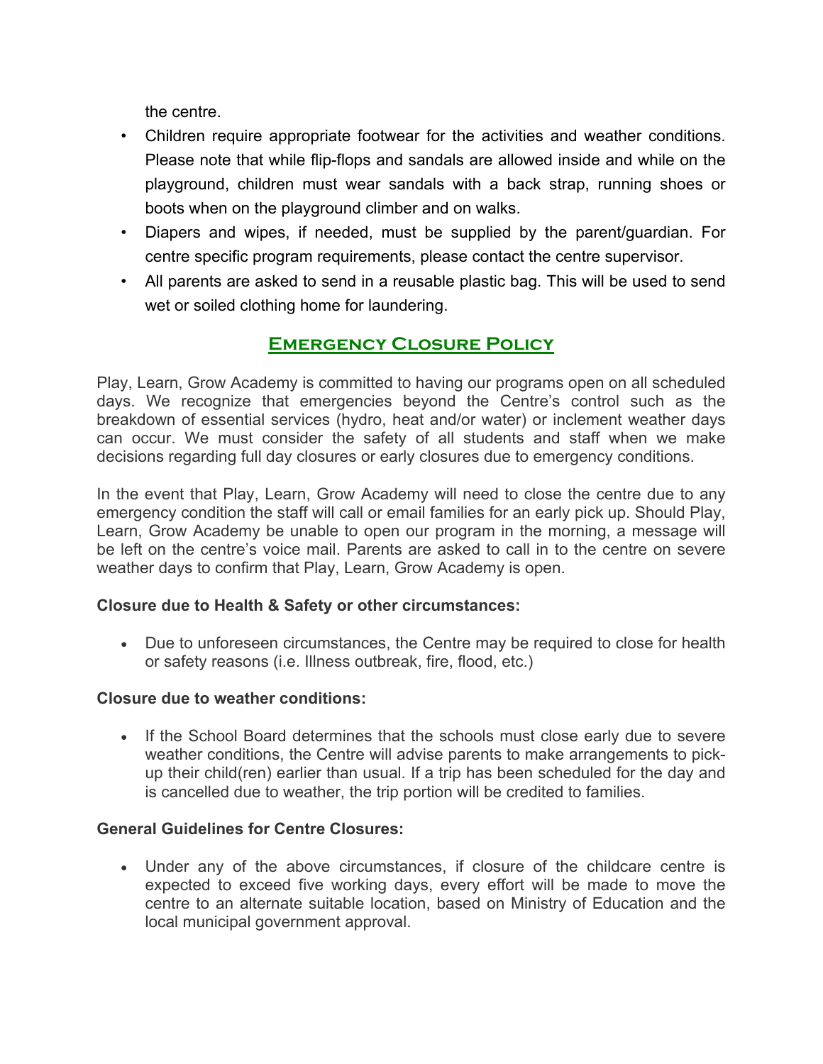the centre.

- Children require appropriate footwear for the activities and weather conditions. Please note that while flip-flops and sandals are allowed inside and while on the playground, children must wear sandals with a back strap, running shoes or boots when on the playground climber and on walks.
- Diapers and wipes, if needed, must be supplied by the parent/guardian. For centre specific program requirements, please contact the centre supervisor.
- All parents are asked to send in a reusable plastic bag. This will be used to send wet or soiled clothing home for laundering.

## Emergency Closure Policy

Play, Learn, Grow Academy is committed to having our programs open on all scheduled days. We recognize that emergencies beyond the Centre's control such as the breakdown of essential services (hydro, heat and/or water) or inclement weather days can occur. We must consider the safety of all students and staff when we make decisions regarding full day closures or early closures due to emergency conditions.

In the event that Play, Learn, Grow Academy will need to close the centre due to any emergency condition the staff will call or email families for an early pick up. Should Play, Learn, Grow Academy be unable to open our program in the morning, a message will be left on the centre's voice mail. Parents are asked to call in to the centre on severe weather days to confirm that Play, Learn, Grow Academy is open.

**Closure due to Health & Safety or other circumstances:**

- Due to unforeseen circumstances, the Centre may be required to close for health or safety reasons (i.e. Illness outbreak, fire, flood, etc.)

**Closure due to weather conditions:**

- If the School Board determines that the schools must close early due to severe weather conditions, the Centre will advise parents to make arrangements to pick-up their child(ren) earlier than usual. If a trip has been scheduled for the day and is cancelled due to weather, the trip portion will be credited to families.

**General Guidelines for Centre Closures:**

- Under any of the above circumstances, if closure of the childcare centre is expected to exceed five working days, every effort will be made to move the centre to an alternate suitable location, based on Ministry of Education and the local municipal government approval.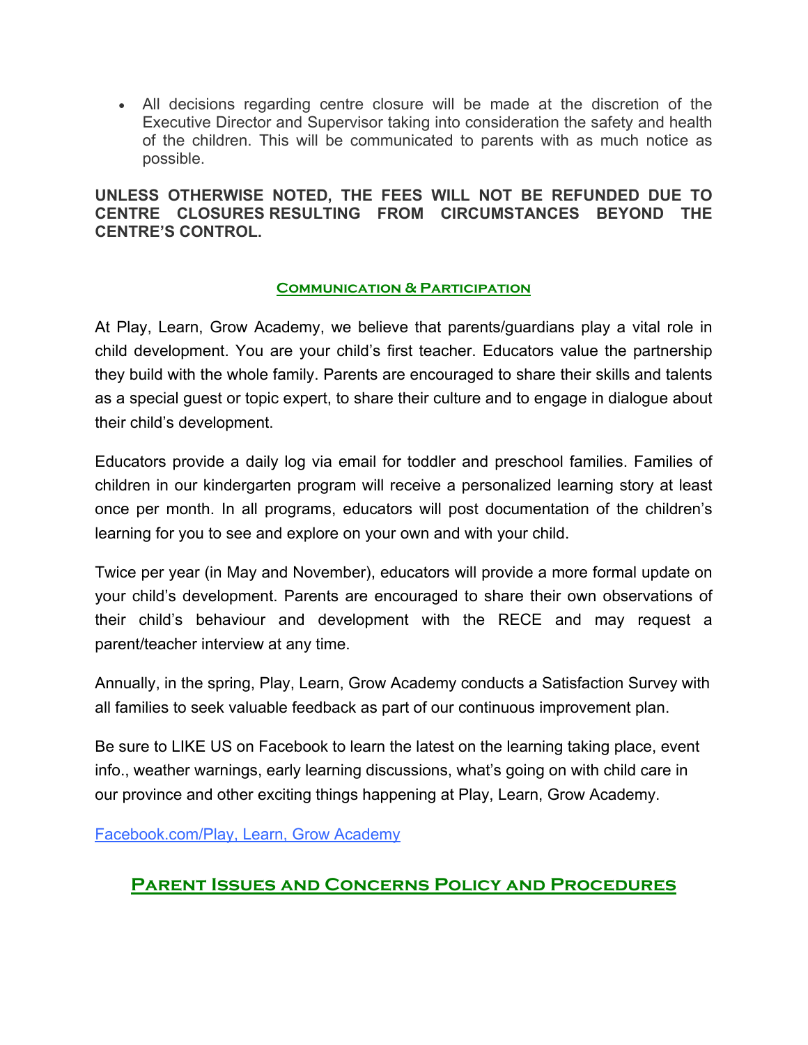- All decisions regarding centre closure will be made at the discretion of the Executive Director and Supervisor taking into consideration the safety and health of the children. This will be communicated to parents with as much notice as possible.

**UNLESS OTHERWISE NOTED, THE FEES WILL NOT BE REFUNDED DUE TO CENTRE CLOSURES RESULTING FROM CIRCUMSTANCES BEYOND THE CENTRE'S CONTROL.**

### Communication & Participation

At Play, Learn, Grow Academy, we believe that parents/guardians play a vital role in child development. You are your child's first teacher. Educators value the partnership they build with the whole family. Parents are encouraged to share their skills and talents as a special guest or topic expert, to share their culture and to engage in dialogue about their child's development.

Educators provide a daily log via email for toddler and preschool families. Families of children in our kindergarten program will receive a personalized learning story at least once per month. In all programs, educators will post documentation of the children's learning for you to see and explore on your own and with your child.

Twice per year (in May and November), educators will provide a more formal update on your child's development. Parents are encouraged to share their own observations of their child's behaviour and development with the RECE and may request a parent/teacher interview at any time.

Annually, in the spring, Play, Learn, Grow Academy conducts a Satisfaction Survey with all families to seek valuable feedback as part of our continuous improvement plan.

Be sure to LIKE US on Facebook to learn the latest on the learning taking place, event info., weather warnings, early learning discussions, what's going on with child care in our province and other exciting things happening at Play, Learn, Grow Academy.

Facebook.com/Play, Learn, Grow Academy

## Parent Issues and Concerns Policy and Procedures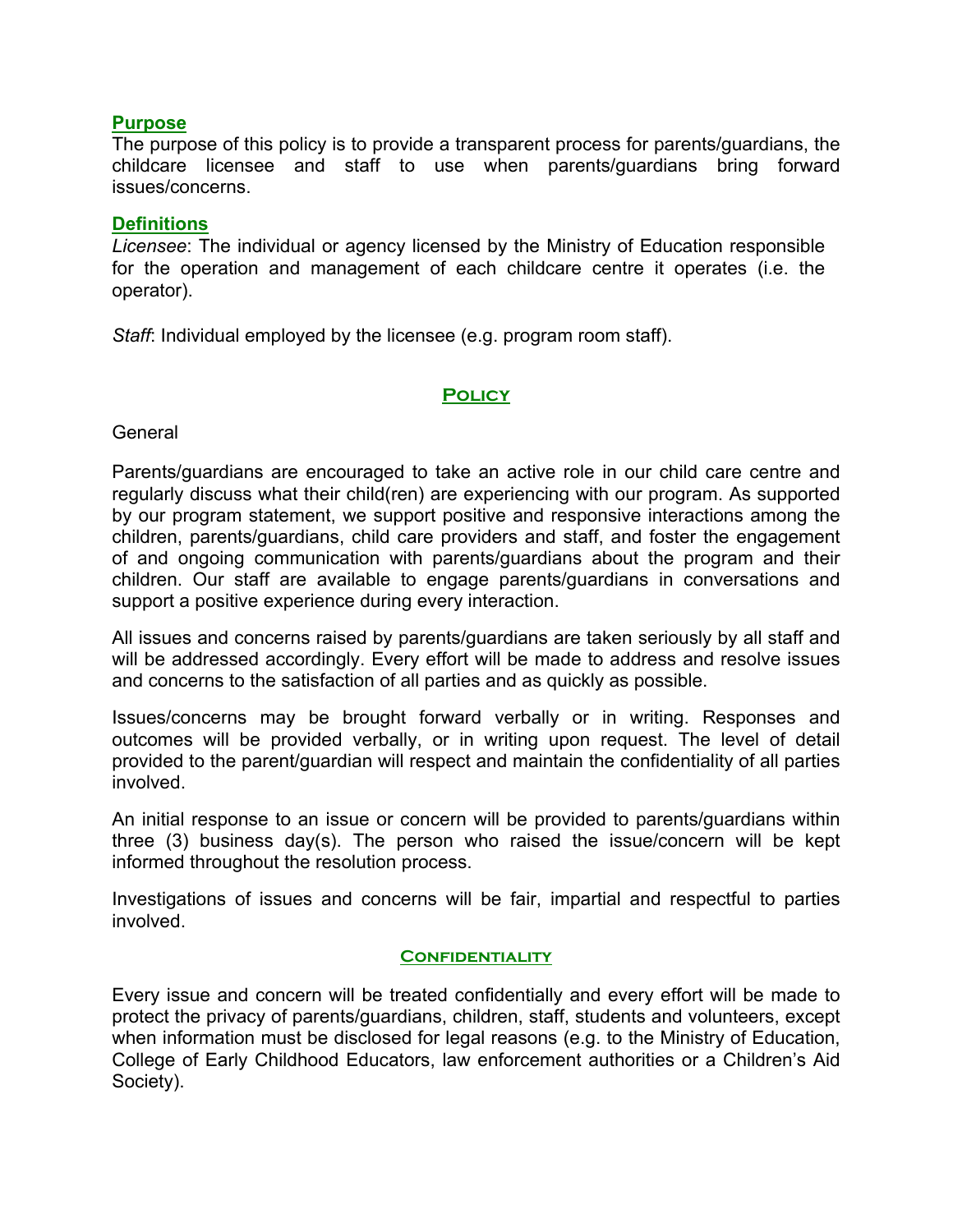## Purpose

The purpose of this policy is to provide a transparent process for parents/guardians, the childcare licensee and staff to use when parents/guardians bring forward issues/concerns.

## Definitions

*Licensee*: The individual or agency licensed by the Ministry of Education responsible for the operation and management of each childcare centre it operates (i.e. the operator).

*Staff*: Individual employed by the licensee (e.g. program room staff).

## Policy

General

Parents/guardians are encouraged to take an active role in our child care centre and regularly discuss what their child(ren) are experiencing with our program. As supported by our program statement, we support positive and responsive interactions among the children, parents/guardians, child care providers and staff, and foster the engagement of and ongoing communication with parents/guardians about the program and their children. Our staff are available to engage parents/guardians in conversations and support a positive experience during every interaction.

All issues and concerns raised by parents/guardians are taken seriously by all staff and will be addressed accordingly. Every effort will be made to address and resolve issues and concerns to the satisfaction of all parties and as quickly as possible.

Issues/concerns may be brought forward verbally or in writing. Responses and outcomes will be provided verbally, or in writing upon request. The level of detail provided to the parent/guardian will respect and maintain the confidentiality of all parties involved.

An initial response to an issue or concern will be provided to parents/guardians within three (3) business day(s). The person who raised the issue/concern will be kept informed throughout the resolution process.

Investigations of issues and concerns will be fair, impartial and respectful to parties involved.

### Confidentiality

Every issue and concern will be treated confidentially and every effort will be made to protect the privacy of parents/guardians, children, staff, students and volunteers, except when information must be disclosed for legal reasons (e.g. to the Ministry of Education, College of Early Childhood Educators, law enforcement authorities or a Children's Aid Society).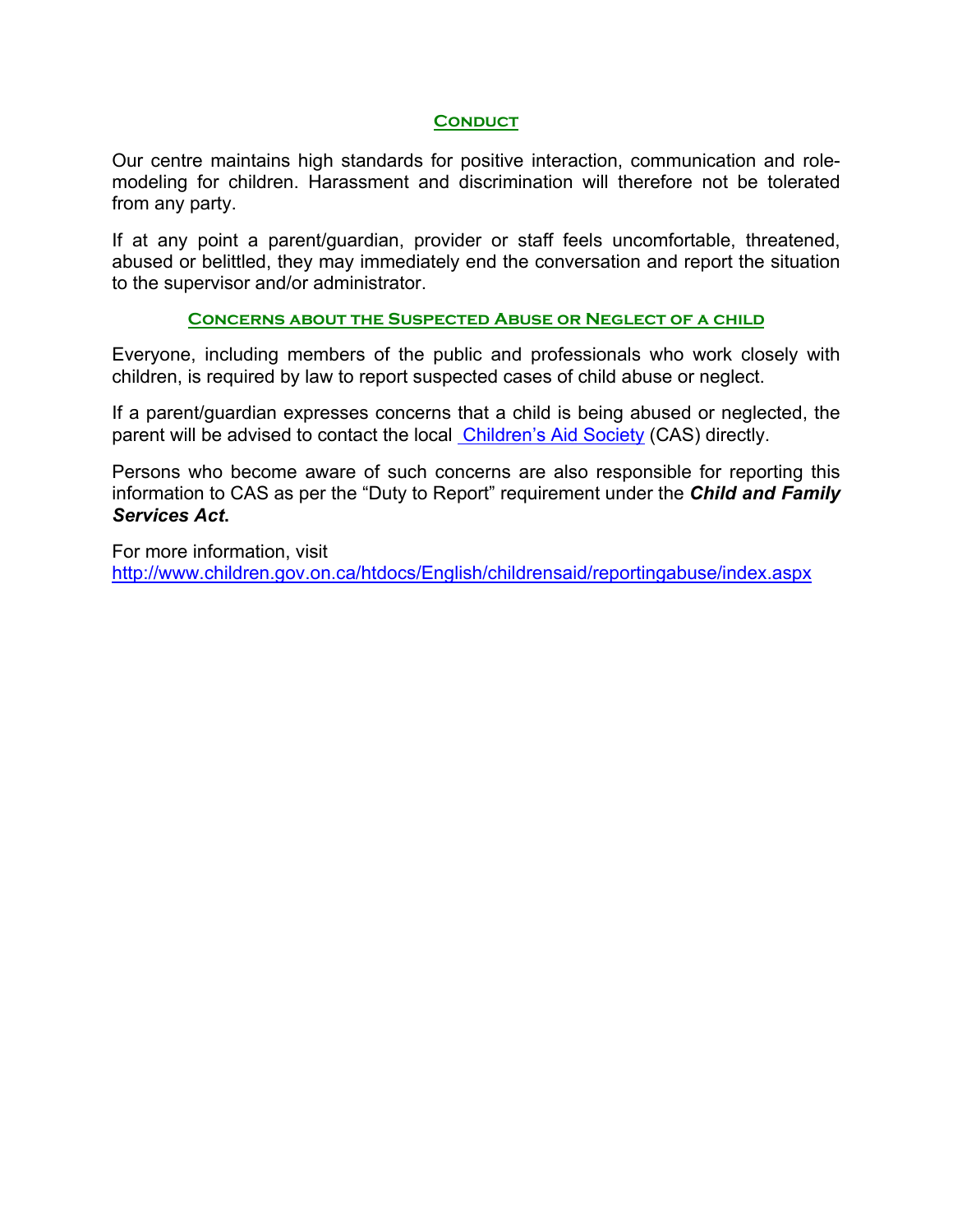## Conduct

Our centre maintains high standards for positive interaction, communication and role-modeling for children. Harassment and discrimination will therefore not be tolerated from any party.

If at any point a parent/guardian, provider or staff feels uncomfortable, threatened, abused or belittled, they may immediately end the conversation and report the situation to the supervisor and/or administrator.

## Concerns about the Suspected Abuse or Neglect of a child

Everyone, including members of the public and professionals who work closely with children, is required by law to report suspected cases of child abuse or neglect.

If a parent/guardian expresses concerns that a child is being abused or neglected, the parent will be advised to contact the local [Children's Aid Society](#) (CAS) directly.

Persons who become aware of such concerns are also responsible for reporting this information to CAS as per the "Duty to Report" requirement under the ***Child and Family Services Act***.

For more information, visit
http://www.children.gov.on.ca/htdocs/English/childrensaid/reportingabuse/index.aspx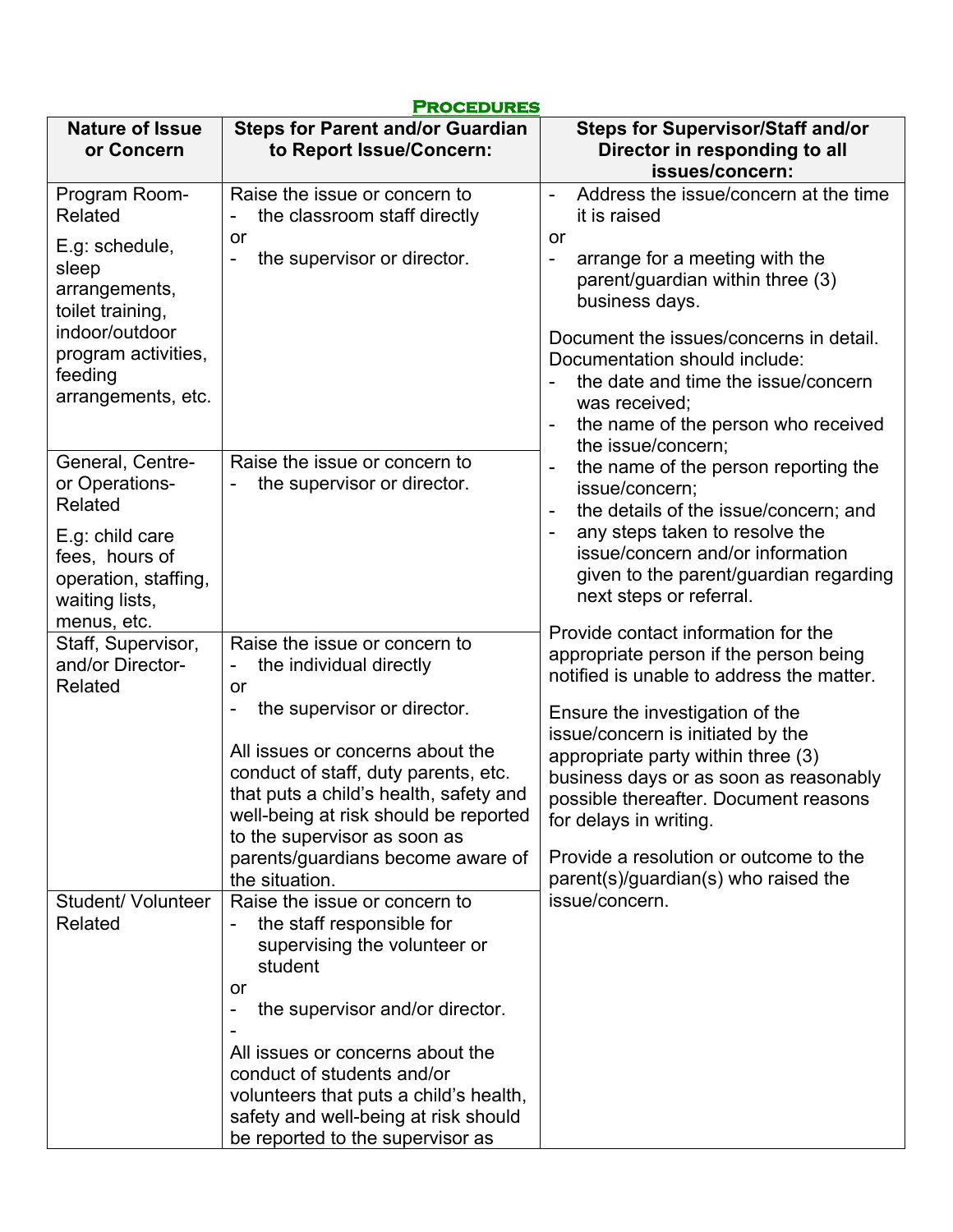## Procedures

| Nature of Issue or Concern | Steps for Parent and/or Guardian to Report Issue/Concern: | Steps for Supervisor/Staff and/or Director in responding to all issues/concern: |
|---|---|---|
| Program Room-Related<br><br>E.g: schedule, sleep arrangements, toilet training, indoor/outdoor program activities, feeding arrangements, etc. | Raise the issue or concern to<br>- the classroom staff directly<br>or<br>- the supervisor or director. | - Address the issue/concern at the time it is raised<br>or<br>- arrange for a meeting with the parent/guardian within three (3) business days.<br><br>Document the issues/concerns in detail. Documentation should include:<br>- the date and time the issue/concern was received;<br>- the name of the person who received the issue/concern;<br>- the name of the person reporting the issue/concern;<br>- the details of the issue/concern; and<br>- any steps taken to resolve the issue/concern and/or information given to the parent/guardian regarding next steps or referral.<br><br>Provide contact information for the appropriate person if the person being notified is unable to address the matter.<br><br>Ensure the investigation of the issue/concern is initiated by the appropriate party within three (3) business days or as soon as reasonably possible thereafter. Document reasons for delays in writing.<br><br>Provide a resolution or outcome to the parent(s)/guardian(s) who raised the issue/concern. |
| General, Centre- or Operations-Related<br><br>E.g: child care fees, hours of operation, staffing, waiting lists, menus, etc. | Raise the issue or concern to<br>- the supervisor or director. | |
| Staff, Supervisor, and/or Director-Related | Raise the issue or concern to<br>- the individual directly<br>or<br>- the supervisor or director.<br><br>All issues or concerns about the conduct of staff, duty parents, etc. that puts a child's health, safety and well-being at risk should be reported to the supervisor as soon as parents/guardians become aware of the situation. | |
| Student/ Volunteer Related | Raise the issue or concern to<br>- the staff responsible for supervising the volunteer or student<br>or<br>- the supervisor and/or director.<br>-<br>All issues or concerns about the conduct of students and/or volunteers that puts a child's health, safety and well-being at risk should be reported to the supervisor as | |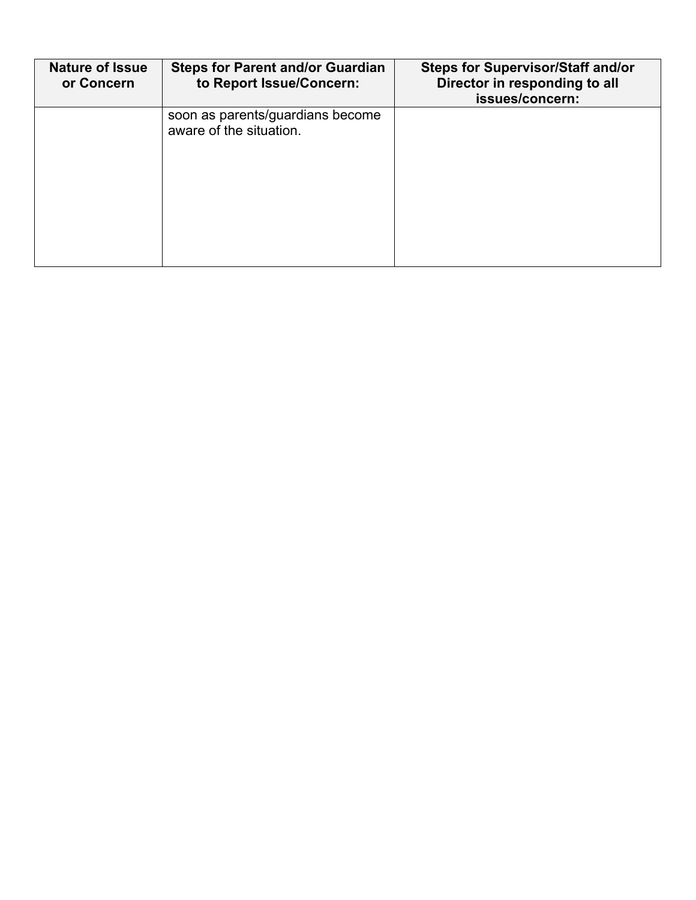| Nature of Issue or Concern | Steps for Parent and/or Guardian to Report Issue/Concern: | Steps for Supervisor/Staff and/or Director in responding to all issues/concern: |
| --- | --- | --- |
| | soon as parents/guardians become aware of the situation. | |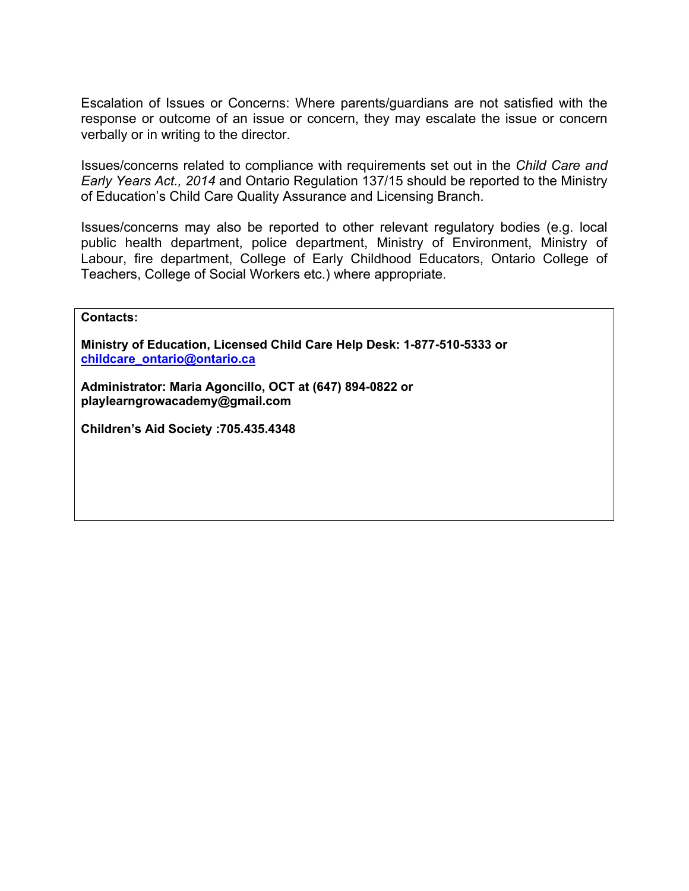Escalation of Issues or Concerns: Where parents/guardians are not satisfied with the response or outcome of an issue or concern, they may escalate the issue or concern verbally or in writing to the director.

Issues/concerns related to compliance with requirements set out in the *Child Care and Early Years Act., 2014* and Ontario Regulation 137/15 should be reported to the Ministry of Education's Child Care Quality Assurance and Licensing Branch.

Issues/concerns may also be reported to other relevant regulatory bodies (e.g. local public health department, police department, Ministry of Environment, Ministry of Labour, fire department, College of Early Childhood Educators, Ontario College of Teachers, College of Social Workers etc.) where appropriate.

**Contacts:**

**Ministry of Education, Licensed Child Care Help Desk: 1-877-510-5333 or [childcare_ontario@ontario.ca](mailto:childcare_ontario@ontario.ca)**

**Administrator: Maria Agoncillo, OCT at (647) 894-0822 or playlearngrowacademy@gmail.com**

**Children's Aid Society :705.435.4348**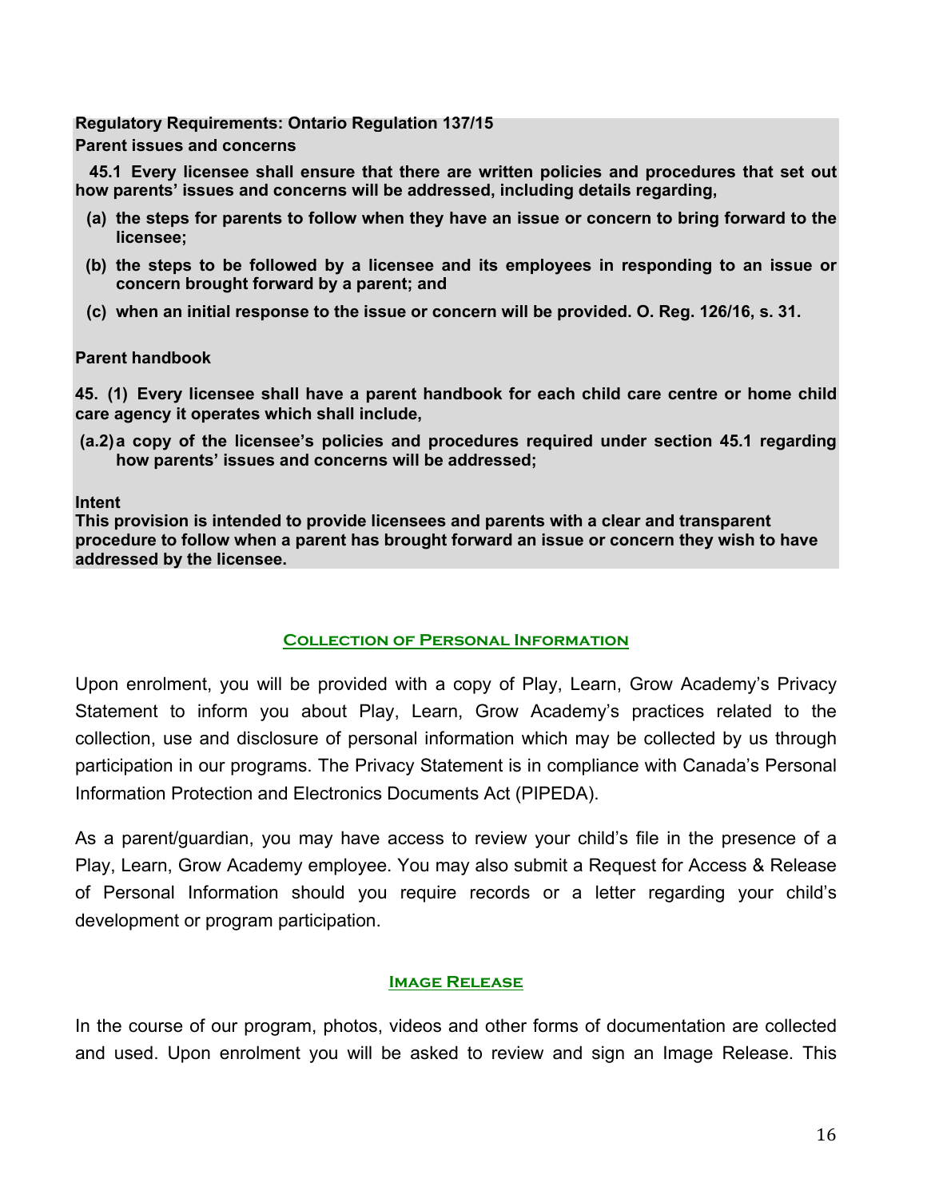**Regulatory Requirements: Ontario Regulation 137/15**

**Parent issues and concerns**

**45.1 Every licensee shall ensure that there are written policies and procedures that set out how parents' issues and concerns will be addressed, including details regarding,**

- **(a) the steps for parents to follow when they have an issue or concern to bring forward to the licensee;**
- **(b) the steps to be followed by a licensee and its employees in responding to an issue or concern brought forward by a parent; and**
- **(c) when an initial response to the issue or concern will be provided. O. Reg. 126/16, s. 31.**

**Parent handbook**

**45. (1) Every licensee shall have a parent handbook for each child care centre or home child care agency it operates which shall include,**

- **(a.2) a copy of the licensee's policies and procedures required under section 45.1 regarding how parents' issues and concerns will be addressed;**

**Intent**

**This provision is intended to provide licensees and parents with a clear and transparent procedure to follow when a parent has brought forward an issue or concern they wish to have addressed by the licensee.**

## Collection of Personal Information

Upon enrolment, you will be provided with a copy of Play, Learn, Grow Academy's Privacy Statement to inform you about Play, Learn, Grow Academy's practices related to the collection, use and disclosure of personal information which may be collected by us through participation in our programs. The Privacy Statement is in compliance with Canada's Personal Information Protection and Electronics Documents Act (PIPEDA).

As a parent/guardian, you may have access to review your child's file in the presence of a Play, Learn, Grow Academy employee. You may also submit a Request for Access & Release of Personal Information should you require records or a letter regarding your child's development or program participation.

## Image Release

In the course of our program, photos, videos and other forms of documentation are collected and used. Upon enrolment you will be asked to review and sign an Image Release. This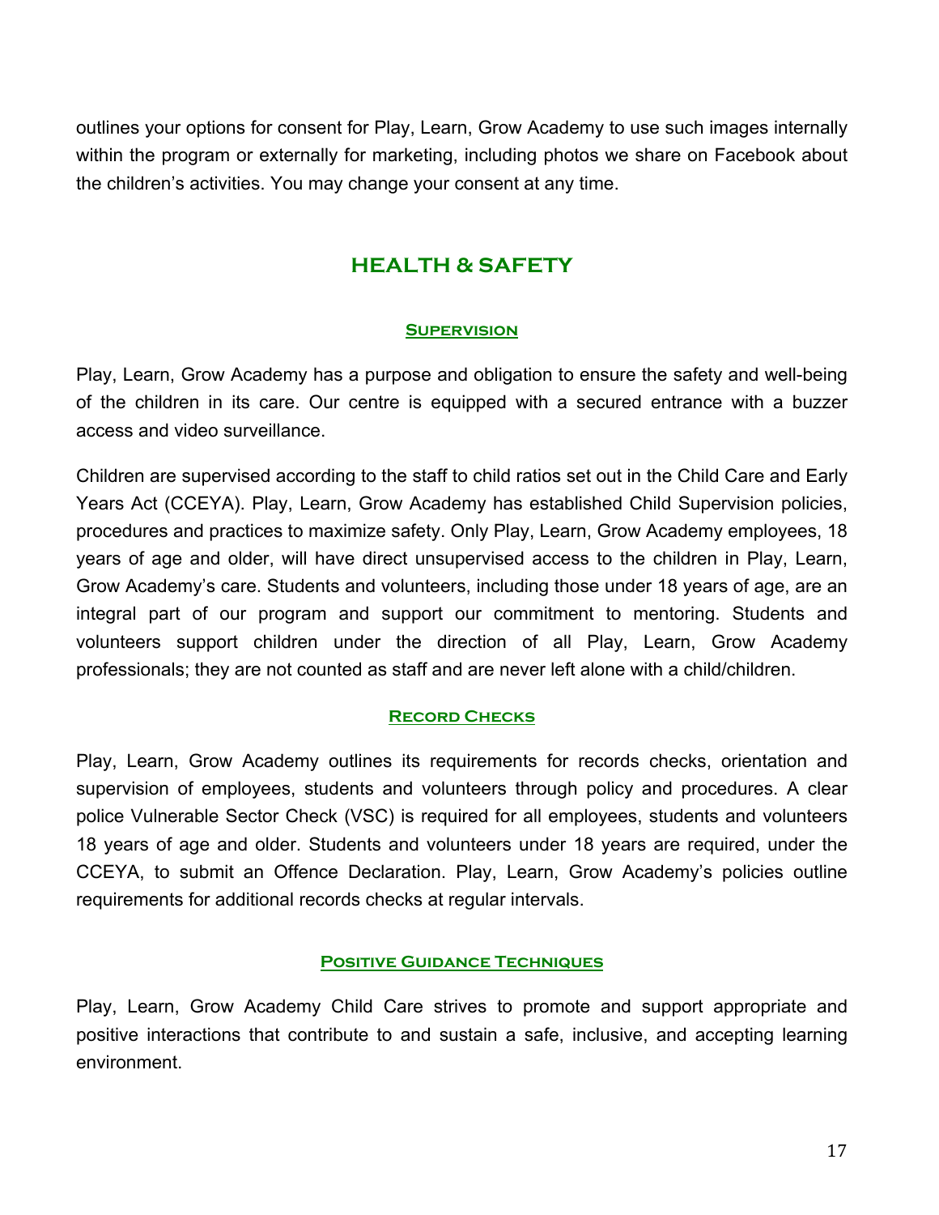outlines your options for consent for Play, Learn, Grow Academy to use such images internally within the program or externally for marketing, including photos we share on Facebook about the children's activities. You may change your consent at any time.

## HEALTH & SAFETY

### Supervision

Play, Learn, Grow Academy has a purpose and obligation to ensure the safety and well-being of the children in its care. Our centre is equipped with a secured entrance with a buzzer access and video surveillance.

Children are supervised according to the staff to child ratios set out in the Child Care and Early Years Act (CCEYA). Play, Learn, Grow Academy has established Child Supervision policies, procedures and practices to maximize safety. Only Play, Learn, Grow Academy employees, 18 years of age and older, will have direct unsupervised access to the children in Play, Learn, Grow Academy's care. Students and volunteers, including those under 18 years of age, are an integral part of our program and support our commitment to mentoring. Students and volunteers support children under the direction of all Play, Learn, Grow Academy professionals; they are not counted as staff and are never left alone with a child/children.

### Record Checks

Play, Learn, Grow Academy outlines its requirements for records checks, orientation and supervision of employees, students and volunteers through policy and procedures. A clear police Vulnerable Sector Check (VSC) is required for all employees, students and volunteers 18 years of age and older. Students and volunteers under 18 years are required, under the CCEYA, to submit an Offence Declaration. Play, Learn, Grow Academy's policies outline requirements for additional records checks at regular intervals.

### Positive Guidance Techniques

Play, Learn, Grow Academy Child Care strives to promote and support appropriate and positive interactions that contribute to and sustain a safe, inclusive, and accepting learning environment.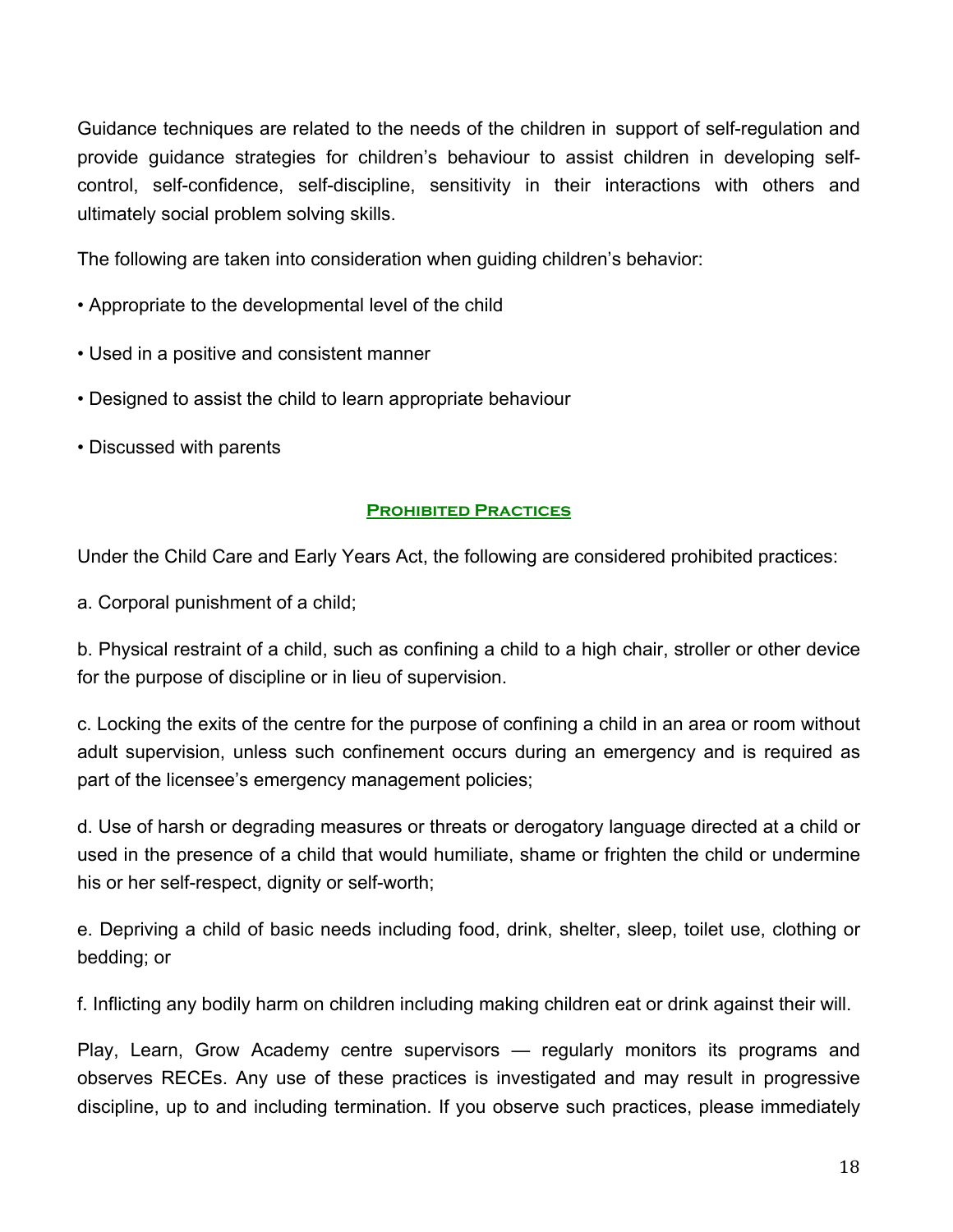Guidance techniques are related to the needs of the children in support of self-regulation and provide guidance strategies for children's behaviour to assist children in developing self-control, self-confidence, self-discipline, sensitivity in their interactions with others and ultimately social problem solving skills.

The following are taken into consideration when guiding children's behavior:

- Appropriate to the developmental level of the child
- Used in a positive and consistent manner
- Designed to assist the child to learn appropriate behaviour
- Discussed with parents

## Prohibited Practices

Under the Child Care and Early Years Act, the following are considered prohibited practices:

a. Corporal punishment of a child;

b. Physical restraint of a child, such as confining a child to a high chair, stroller or other device for the purpose of discipline or in lieu of supervision.

c. Locking the exits of the centre for the purpose of confining a child in an area or room without adult supervision, unless such confinement occurs during an emergency and is required as part of the licensee's emergency management policies;

d. Use of harsh or degrading measures or threats or derogatory language directed at a child or used in the presence of a child that would humiliate, shame or frighten the child or undermine his or her self-respect, dignity or self-worth;

e. Depriving a child of basic needs including food, drink, shelter, sleep, toilet use, clothing or bedding; or

f. Inflicting any bodily harm on children including making children eat or drink against their will.

Play, Learn, Grow Academy centre supervisors — regularly monitors its programs and observes RECEs. Any use of these practices is investigated and may result in progressive discipline, up to and including termination. If you observe such practices, please immediately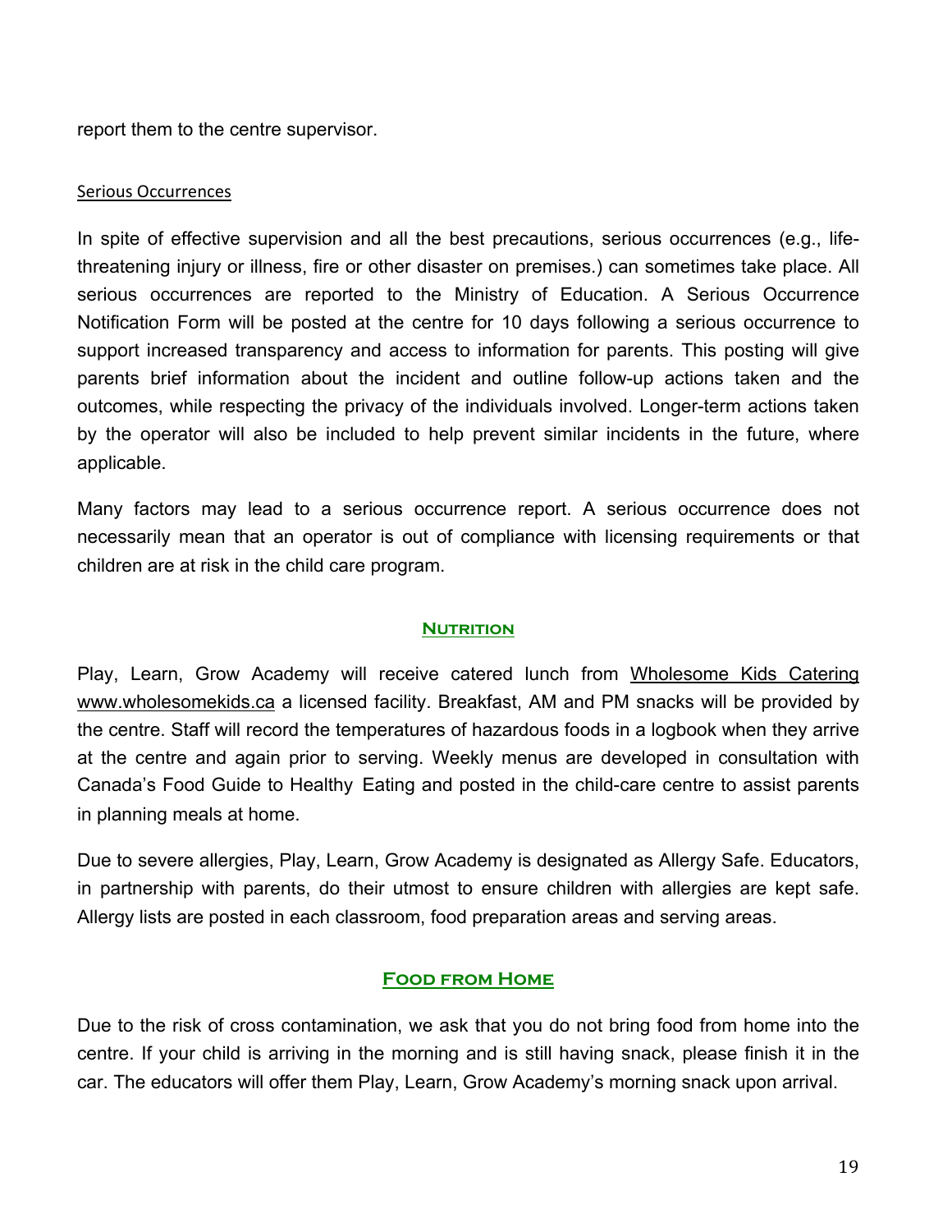report them to the centre supervisor.

### Serious Occurrences

In spite of effective supervision and all the best precautions, serious occurrences (e.g., life-threatening injury or illness, fire or other disaster on premises.) can sometimes take place. All serious occurrences are reported to the Ministry of Education. A Serious Occurrence Notification Form will be posted at the centre for 10 days following a serious occurrence to support increased transparency and access to information for parents. This posting will give parents brief information about the incident and outline follow-up actions taken and the outcomes, while respecting the privacy of the individuals involved. Longer-term actions taken by the operator will also be included to help prevent similar incidents in the future, where applicable.

Many factors may lead to a serious occurrence report. A serious occurrence does not necessarily mean that an operator is out of compliance with licensing requirements or that children are at risk in the child care program.

## Nutrition

Play, Learn, Grow Academy will receive catered lunch from Wholesome Kids Catering www.wholesomekids.ca a licensed facility. Breakfast, AM and PM snacks will be provided by the centre. Staff will record the temperatures of hazardous foods in a logbook when they arrive at the centre and again prior to serving. Weekly menus are developed in consultation with Canada's Food Guide to Healthy Eating and posted in the child-care centre to assist parents in planning meals at home.

Due to severe allergies, Play, Learn, Grow Academy is designated as Allergy Safe. Educators, in partnership with parents, do their utmost to ensure children with allergies are kept safe. Allergy lists are posted in each classroom, food preparation areas and serving areas.

## Food from Home

Due to the risk of cross contamination, we ask that you do not bring food from home into the centre. If your child is arriving in the morning and is still having snack, please finish it in the car. The educators will offer them Play, Learn, Grow Academy's morning snack upon arrival.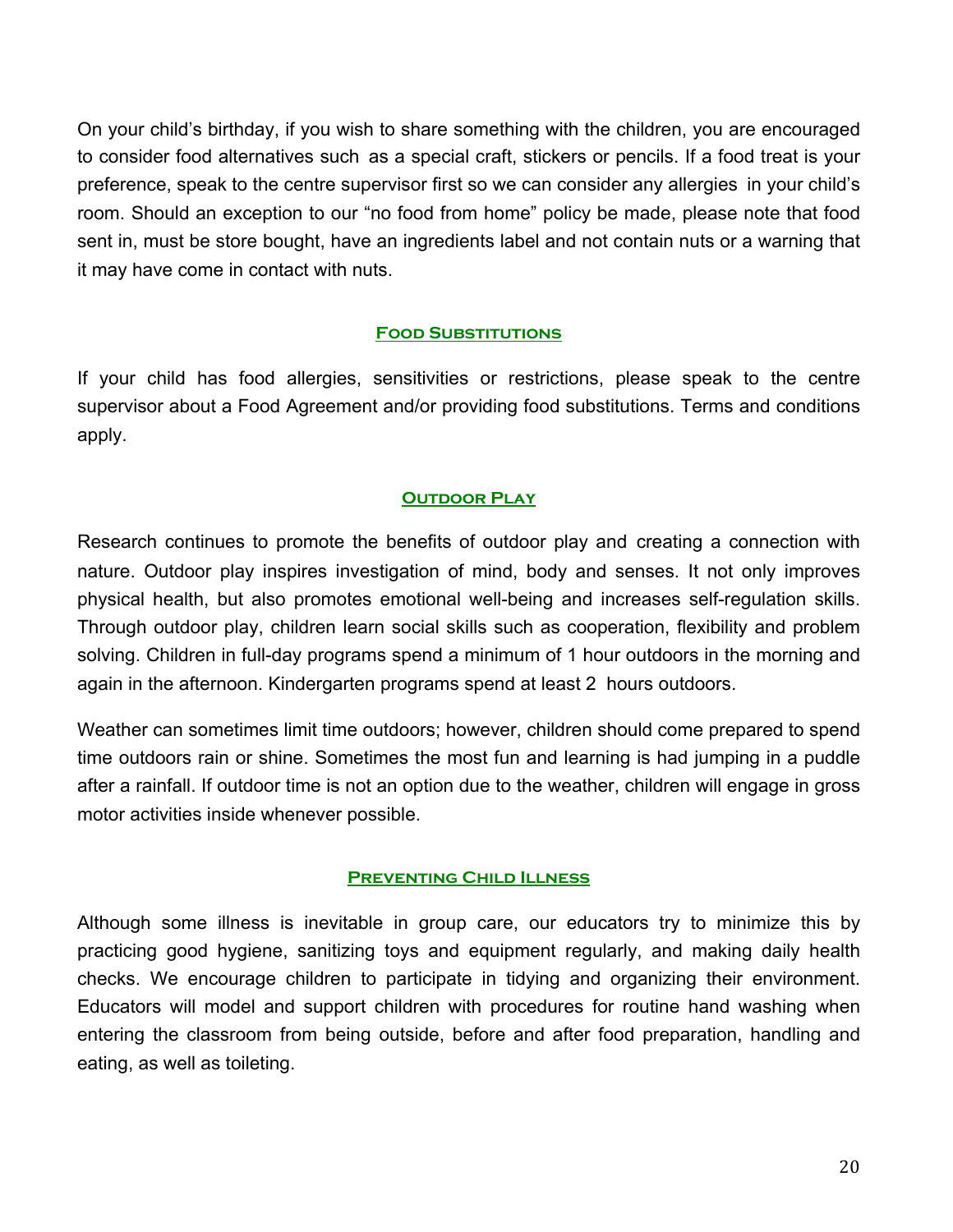On your child's birthday, if you wish to share something with the children, you are encouraged to consider food alternatives such as a special craft, stickers or pencils. If a food treat is your preference, speak to the centre supervisor first so we can consider any allergies in your child's room. Should an exception to our "no food from home" policy be made, please note that food sent in, must be store bought, have an ingredients label and not contain nuts or a warning that it may have come in contact with nuts.

## Food Substitutions

If your child has food allergies, sensitivities or restrictions, please speak to the centre supervisor about a Food Agreement and/or providing food substitutions. Terms and conditions apply.

## Outdoor Play

Research continues to promote the benefits of outdoor play and creating a connection with nature. Outdoor play inspires investigation of mind, body and senses. It not only improves physical health, but also promotes emotional well-being and increases self-regulation skills. Through outdoor play, children learn social skills such as cooperation, flexibility and problem solving. Children in full-day programs spend a minimum of 1 hour outdoors in the morning and again in the afternoon. Kindergarten programs spend at least 2 hours outdoors.

Weather can sometimes limit time outdoors; however, children should come prepared to spend time outdoors rain or shine. Sometimes the most fun and learning is had jumping in a puddle after a rainfall. If outdoor time is not an option due to the weather, children will engage in gross motor activities inside whenever possible.

## Preventing Child Illness

Although some illness is inevitable in group care, our educators try to minimize this by practicing good hygiene, sanitizing toys and equipment regularly, and making daily health checks. We encourage children to participate in tidying and organizing their environment. Educators will model and support children with procedures for routine hand washing when entering the classroom from being outside, before and after food preparation, handling and eating, as well as toileting.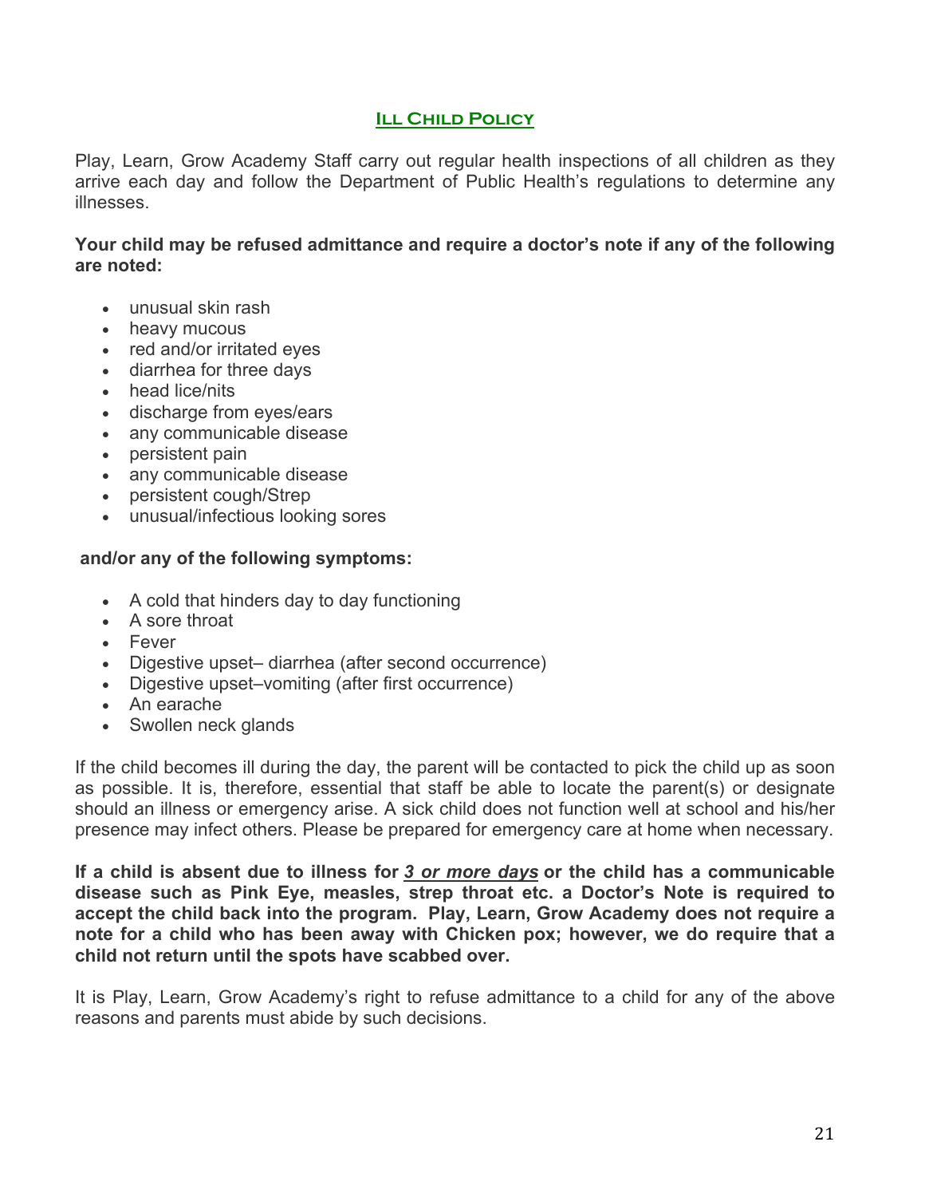## ILL CHILD POLICY

Play, Learn, Grow Academy Staff carry out regular health inspections of all children as they arrive each day and follow the Department of Public Health's regulations to determine any illnesses.

**Your child may be refused admittance and require a doctor's note if any of the following are noted:**

- unusual skin rash
- heavy mucous
- red and/or irritated eyes
- diarrhea for three days
- head lice/nits
- discharge from eyes/ears
- any communicable disease
- persistent pain
- any communicable disease
- persistent cough/Strep
- unusual/infectious looking sores

**and/or any of the following symptoms:**

- A cold that hinders day to day functioning
- A sore throat
- Fever
- Digestive upset– diarrhea (after second occurrence)
- Digestive upset–vomiting (after first occurrence)
- An earache
- Swollen neck glands

If the child becomes ill during the day, the parent will be contacted to pick the child up as soon as possible. It is, therefore, essential that staff be able to locate the parent(s) or designate should an illness or emergency arise. A sick child does not function well at school and his/her presence may infect others. Please be prepared for emergency care at home when necessary.

**If a child is absent due to illness for *3 or more days* or the child has a communicable disease such as Pink Eye, measles, strep throat etc. a Doctor's Note is required to accept the child back into the program. Play, Learn, Grow Academy does not require a note for a child who has been away with Chicken pox; however, we do require that a child not return until the spots have scabbed over.**

It is Play, Learn, Grow Academy's right to refuse admittance to a child for any of the above reasons and parents must abide by such decisions.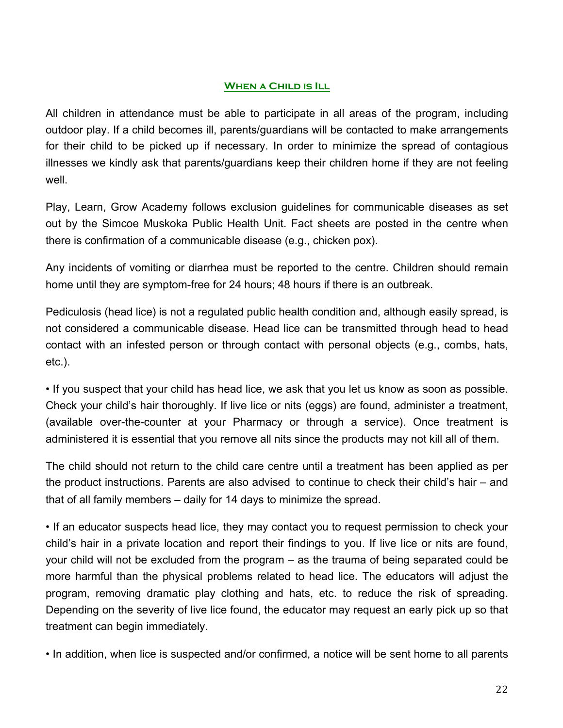## When a Child is Ill

All children in attendance must be able to participate in all areas of the program, including outdoor play. If a child becomes ill, parents/guardians will be contacted to make arrangements for their child to be picked up if necessary. In order to minimize the spread of contagious illnesses we kindly ask that parents/guardians keep their children home if they are not feeling well.

Play, Learn, Grow Academy follows exclusion guidelines for communicable diseases as set out by the Simcoe Muskoka Public Health Unit. Fact sheets are posted in the centre when there is confirmation of a communicable disease (e.g., chicken pox).

Any incidents of vomiting or diarrhea must be reported to the centre. Children should remain home until they are symptom-free for 24 hours; 48 hours if there is an outbreak.

Pediculosis (head lice) is not a regulated public health condition and, although easily spread, is not considered a communicable disease. Head lice can be transmitted through head to head contact with an infested person or through contact with personal objects (e.g., combs, hats, etc.).

• If you suspect that your child has head lice, we ask that you let us know as soon as possible. Check your child's hair thoroughly. If live lice or nits (eggs) are found, administer a treatment, (available over-the-counter at your Pharmacy or through a service). Once treatment is administered it is essential that you remove all nits since the products may not kill all of them.

The child should not return to the child care centre until a treatment has been applied as per the product instructions. Parents are also advised to continue to check their child's hair – and that of all family members – daily for 14 days to minimize the spread.

• If an educator suspects head lice, they may contact you to request permission to check your child's hair in a private location and report their findings to you. If live lice or nits are found, your child will not be excluded from the program – as the trauma of being separated could be more harmful than the physical problems related to head lice. The educators will adjust the program, removing dramatic play clothing and hats, etc. to reduce the risk of spreading. Depending on the severity of live lice found, the educator may request an early pick up so that treatment can begin immediately.

• In addition, when lice is suspected and/or confirmed, a notice will be sent home to all parents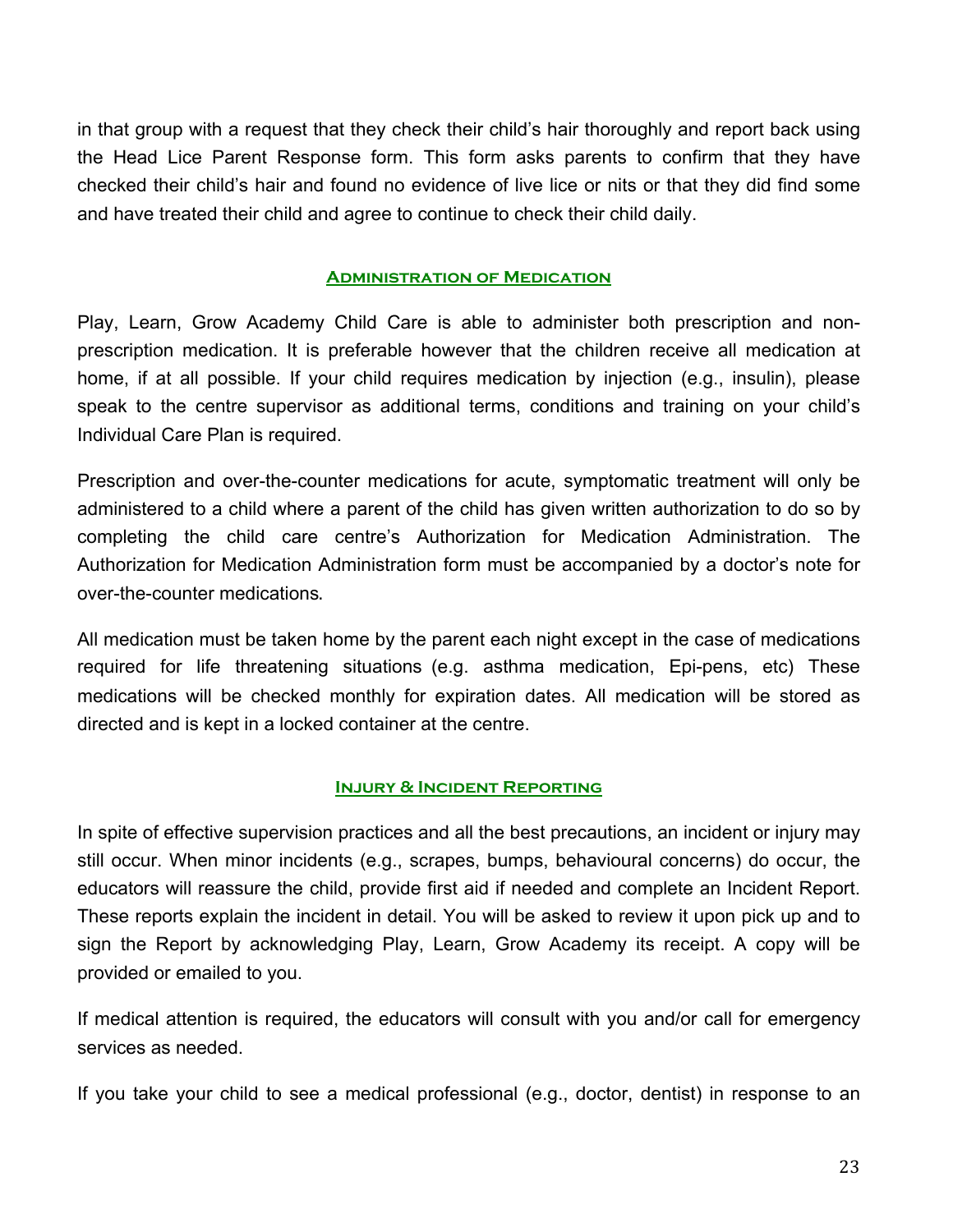in that group with a request that they check their child's hair thoroughly and report back using the Head Lice Parent Response form. This form asks parents to confirm that they have checked their child's hair and found no evidence of live lice or nits or that they did find some and have treated their child and agree to continue to check their child daily.

## Administration of Medication

Play, Learn, Grow Academy Child Care is able to administer both prescription and non-prescription medication. It is preferable however that the children receive all medication at home, if at all possible. If your child requires medication by injection (e.g., insulin), please speak to the centre supervisor as additional terms, conditions and training on your child's Individual Care Plan is required.

Prescription and over-the-counter medications for acute, symptomatic treatment will only be administered to a child where a parent of the child has given written authorization to do so by completing the child care centre's Authorization for Medication Administration. The Authorization for Medication Administration form must be accompanied by a doctor's note for over-the-counter medications.

All medication must be taken home by the parent each night except in the case of medications required for life threatening situations (e.g. asthma medication, Epi-pens, etc) These medications will be checked monthly for expiration dates. All medication will be stored as directed and is kept in a locked container at the centre.

## Injury & Incident Reporting

In spite of effective supervision practices and all the best precautions, an incident or injury may still occur. When minor incidents (e.g., scrapes, bumps, behavioural concerns) do occur, the educators will reassure the child, provide first aid if needed and complete an Incident Report. These reports explain the incident in detail. You will be asked to review it upon pick up and to sign the Report by acknowledging Play, Learn, Grow Academy its receipt. A copy will be provided or emailed to you.

If medical attention is required, the educators will consult with you and/or call for emergency services as needed.

If you take your child to see a medical professional (e.g., doctor, dentist) in response to an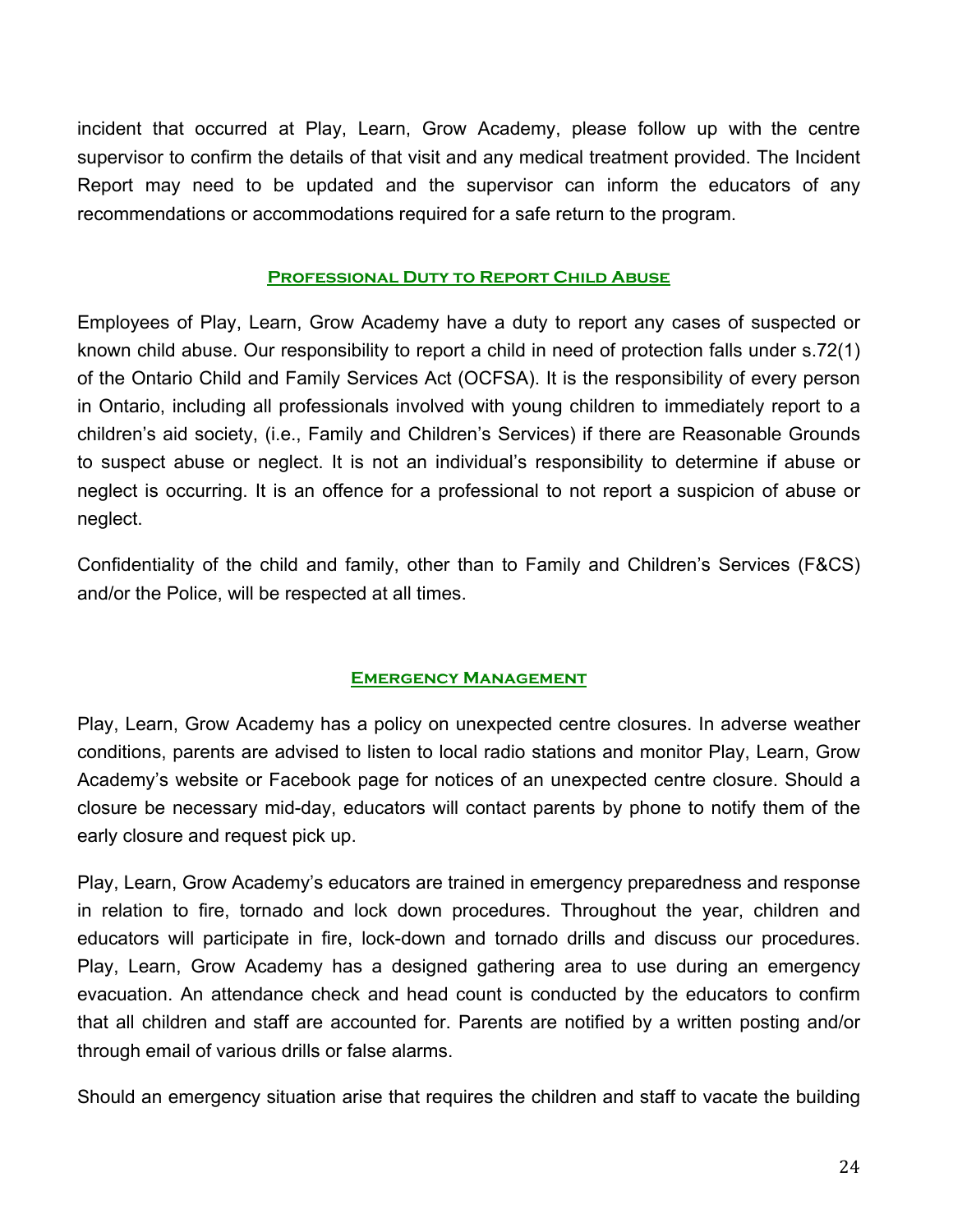incident that occurred at Play, Learn, Grow Academy, please follow up with the centre supervisor to confirm the details of that visit and any medical treatment provided. The Incident Report may need to be updated and the supervisor can inform the educators of any recommendations or accommodations required for a safe return to the program.

## Professional Duty to Report Child Abuse

Employees of Play, Learn, Grow Academy have a duty to report any cases of suspected or known child abuse. Our responsibility to report a child in need of protection falls under s.72(1) of the Ontario Child and Family Services Act (OCFSA). It is the responsibility of every person in Ontario, including all professionals involved with young children to immediately report to a children's aid society, (i.e., Family and Children's Services) if there are Reasonable Grounds to suspect abuse or neglect. It is not an individual's responsibility to determine if abuse or neglect is occurring. It is an offence for a professional to not report a suspicion of abuse or neglect.

Confidentiality of the child and family, other than to Family and Children's Services (F&CS) and/or the Police, will be respected at all times.

## Emergency Management

Play, Learn, Grow Academy has a policy on unexpected centre closures. In adverse weather conditions, parents are advised to listen to local radio stations and monitor Play, Learn, Grow Academy's website or Facebook page for notices of an unexpected centre closure. Should a closure be necessary mid-day, educators will contact parents by phone to notify them of the early closure and request pick up.

Play, Learn, Grow Academy's educators are trained in emergency preparedness and response in relation to fire, tornado and lock down procedures. Throughout the year, children and educators will participate in fire, lock-down and tornado drills and discuss our procedures. Play, Learn, Grow Academy has a designed gathering area to use during an emergency evacuation. An attendance check and head count is conducted by the educators to confirm that all children and staff are accounted for. Parents are notified by a written posting and/or through email of various drills or false alarms.

Should an emergency situation arise that requires the children and staff to vacate the building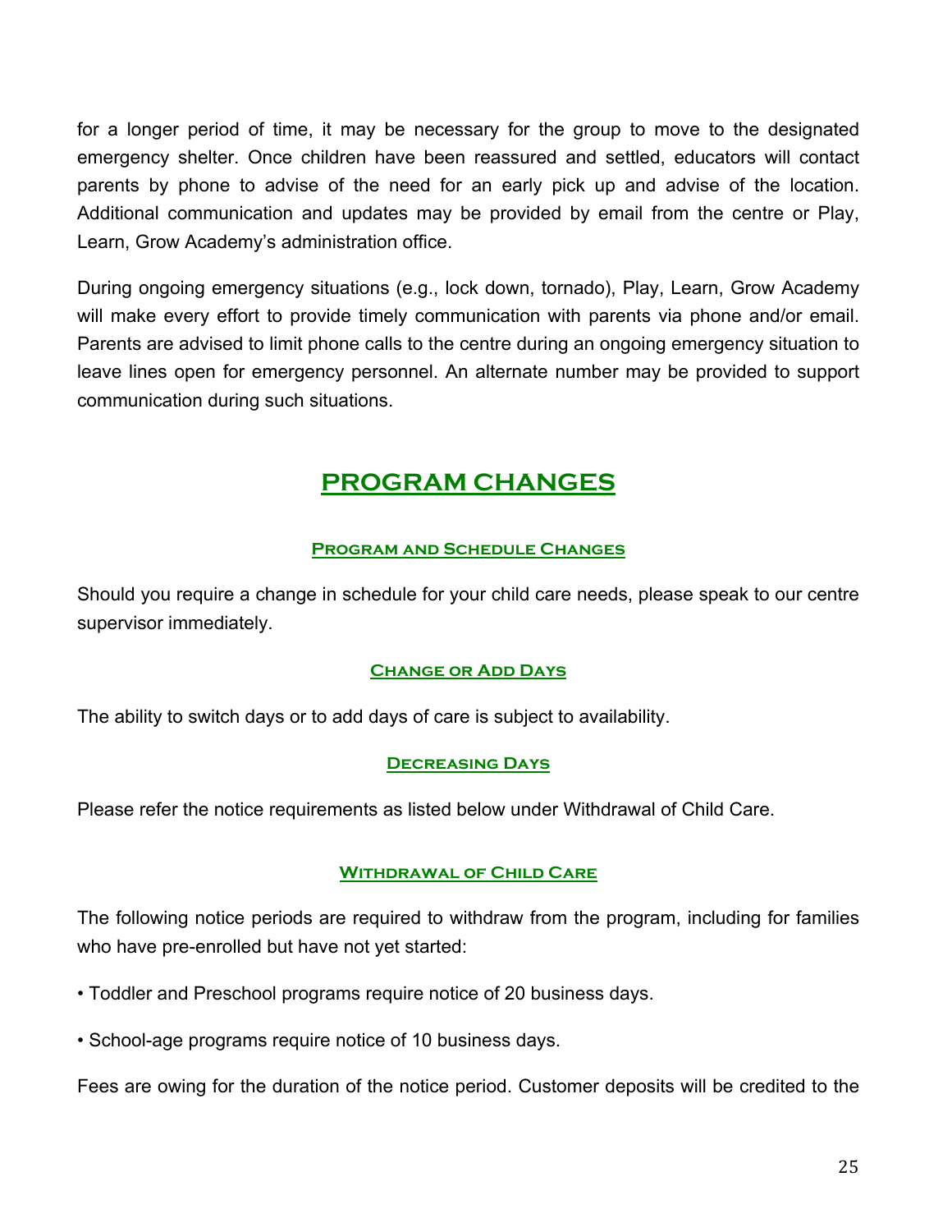for a longer period of time, it may be necessary for the group to move to the designated emergency shelter. Once children have been reassured and settled, educators will contact parents by phone to advise of the need for an early pick up and advise of the location. Additional communication and updates may be provided by email from the centre or Play, Learn, Grow Academy's administration office.

During ongoing emergency situations (e.g., lock down, tornado), Play, Learn, Grow Academy will make every effort to provide timely communication with parents via phone and/or email. Parents are advised to limit phone calls to the centre during an ongoing emergency situation to leave lines open for emergency personnel. An alternate number may be provided to support communication during such situations.

# PROGRAM CHANGES

### Program and Schedule Changes

Should you require a change in schedule for your child care needs, please speak to our centre supervisor immediately.

### Change or Add Days

The ability to switch days or to add days of care is subject to availability.

### Decreasing Days

Please refer the notice requirements as listed below under Withdrawal of Child Care.

### Withdrawal of Child Care

The following notice periods are required to withdraw from the program, including for families who have pre-enrolled but have not yet started:

- Toddler and Preschool programs require notice of 20 business days.
- School-age programs require notice of 10 business days.

Fees are owing for the duration of the notice period. Customer deposits will be credited to the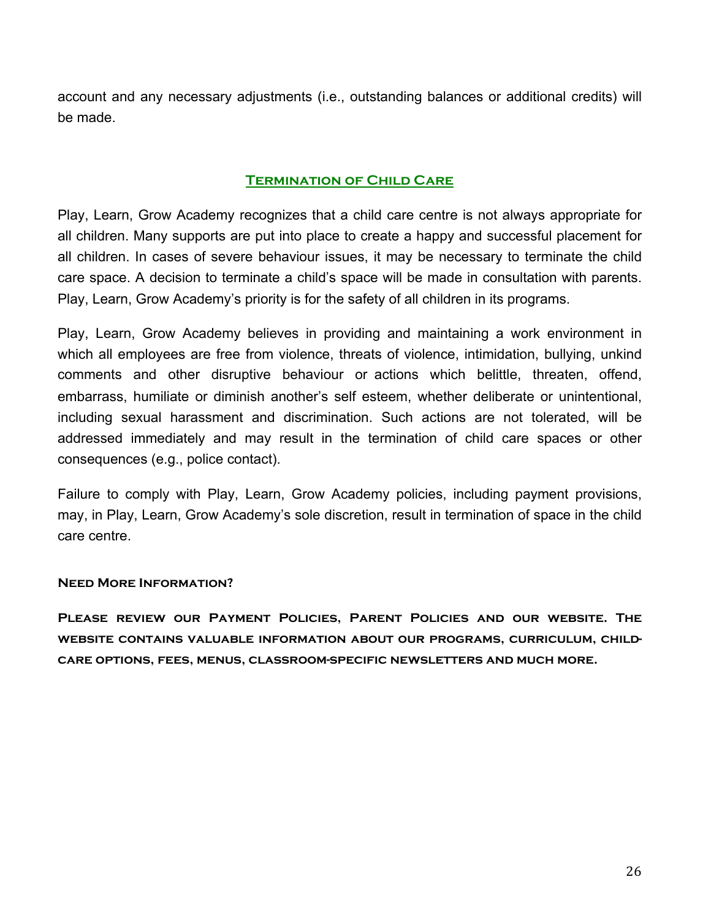account and any necessary adjustments (i.e., outstanding balances or additional credits) will be made.

## Termination of Child Care

Play, Learn, Grow Academy recognizes that a child care centre is not always appropriate for all children. Many supports are put into place to create a happy and successful placement for all children. In cases of severe behaviour issues, it may be necessary to terminate the child care space. A decision to terminate a child's space will be made in consultation with parents. Play, Learn, Grow Academy's priority is for the safety of all children in its programs.

Play, Learn, Grow Academy believes in providing and maintaining a work environment in which all employees are free from violence, threats of violence, intimidation, bullying, unkind comments and other disruptive behaviour or actions which belittle, threaten, offend, embarrass, humiliate or diminish another's self esteem, whether deliberate or unintentional, including sexual harassment and discrimination. Such actions are not tolerated, will be addressed immediately and may result in the termination of child care spaces or other consequences (e.g., police contact).

Failure to comply with Play, Learn, Grow Academy policies, including payment provisions, may, in Play, Learn, Grow Academy's sole discretion, result in termination of space in the child care centre.

**Need More Information?**

**Please review our Payment Policies, Parent Policies and our website. The website contains valuable information about our programs, curriculum, child-care options, fees, menus, classroom-specific newsletters and much more.**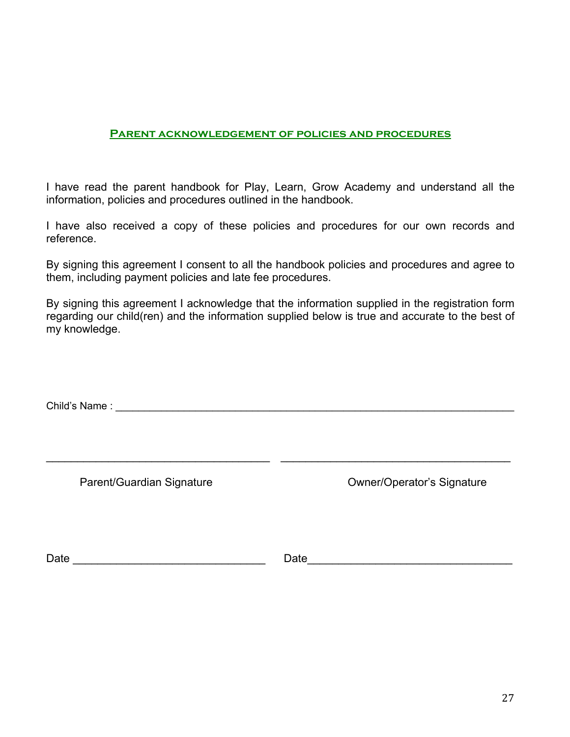## <u>Parent acknowledgement of policies and procedures</u>

I have read the parent handbook for Play, Learn, Grow Academy and understand all the information, policies and procedures outlined in the handbook.

I have also received a copy of these policies and procedures for our own records and reference.

By signing this agreement I consent to all the handbook policies and procedures and agree to them, including payment policies and late fee procedures.

By signing this agreement I acknowledge that the information supplied in the registration form regarding our child(ren) and the information supplied below is true and accurate to the best of my knowledge.

Child's Name : ______________________________________________________________________

_____________________________________ _____________________________________

Parent/Guardian Signature Owner/Operator's Signature

Date _______________________________ Date_________________________________